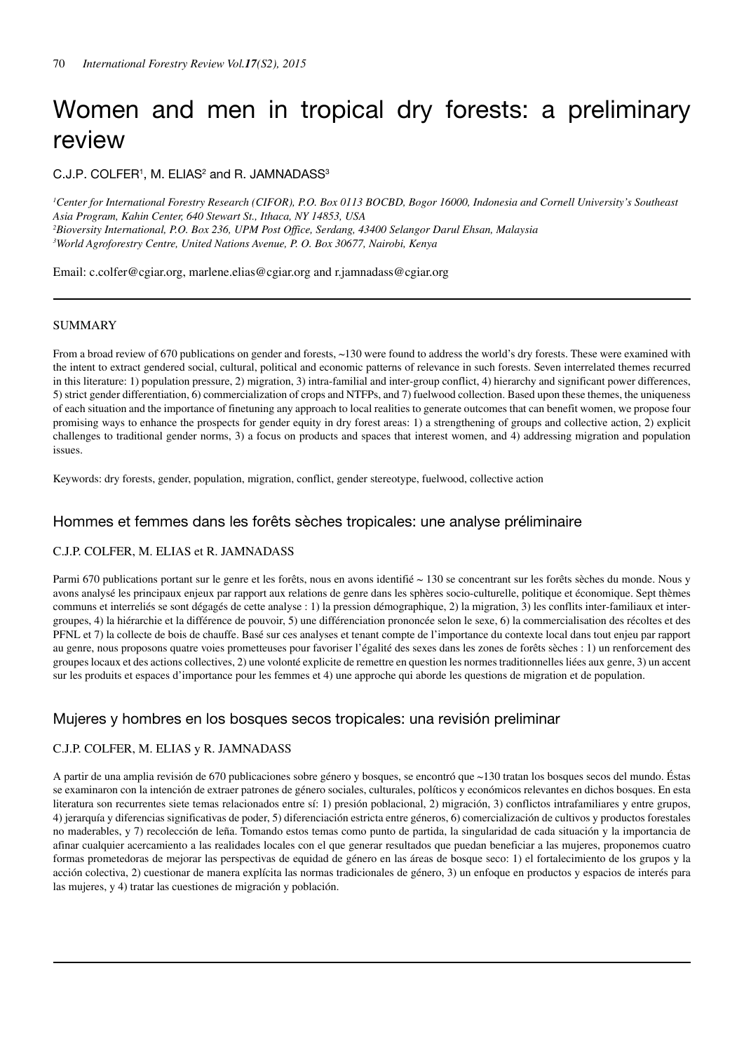# Women and men in tropical dry forests: a preliminary review

C.J.P. COLFER[1], M. ELIAS[2] and R. JAMNADASS[3]

[1]*Center for International Forestry Research (CIFOR), P.O. Box 0113 BOCBD, Bogor 16000, Indonesia and Cornell University's Southeast Asia Program, Kahin Center, 640 Stewart St., Ithaca, NY 14853, USA*
[2]*Bioversity International, P.O. Box 236, UPM Post Office, Serdang, 43400 Selangor Darul Ehsan, Malaysia*
[3]*World Agroforestry Centre, United Nations Avenue, P. O. Box 30677, Nairobi, Kenya*

Email: c.colfer@cgiar.org, marlene.elias@cgiar.org and r.jamnadass@cgiar.org

## SUMMARY

From a broad review of 670 publications on gender and forests, ~130 were found to address the world's dry forests. These were examined with the intent to extract gendered social, cultural, political and economic patterns of relevance in such forests. Seven interrelated themes recurred in this literature: 1) population pressure, 2) migration, 3) intra-familial and inter-group conflict, 4) hierarchy and significant power differences, 5) strict gender differentiation, 6) commercialization of crops and NTFPs, and 7) fuelwood collection. Based upon these themes, the uniqueness of each situation and the importance of finetuning any approach to local realities to generate outcomes that can benefit women, we propose four promising ways to enhance the prospects for gender equity in dry forest areas: 1) a strengthening of groups and collective action, 2) explicit challenges to traditional gender norms, 3) a focus on products and spaces that interest women, and 4) addressing migration and population issues.

Keywords: dry forests, gender, population, migration, conflict, gender stereotype, fuelwood, collective action

## Hommes et femmes dans les forêts sèches tropicales: une analyse préliminaire

C.J.P. COLFER, M. ELIAS et R. JAMNADASS

Parmi 670 publications portant sur le genre et les forêts, nous en avons identifié ~ 130 se concentrant sur les forêts sèches du monde. Nous y avons analysé les principaux enjeux par rapport aux relations de genre dans les sphères socio-culturelle, politique et économique. Sept thèmes communs et interreliés se sont dégagés de cette analyse : 1) la pression démographique, 2) la migration, 3) les conflits inter-familiaux et inter-groupes, 4) la hiérarchie et la différence de pouvoir, 5) une différenciation prononcée selon le sexe, 6) la commercialisation des récoltes et des PFNL et 7) la collecte de bois de chauffe. Basé sur ces analyses et tenant compte de l'importance du contexte local dans tout enjeu par rapport au genre, nous proposons quatre voies prometteuses pour favoriser l'égalité des sexes dans les zones de forêts sèches : 1) un renforcement des groupes locaux et des actions collectives, 2) une volonté explicite de remettre en question les normes traditionnelles liées aux genre, 3) un accent sur les produits et espaces d'importance pour les femmes et 4) une approche qui aborde les questions de migration et de population.

## Mujeres y hombres en los bosques secos tropicales: una revisión preliminar

C.J.P. COLFER, M. ELIAS y R. JAMNADASS

A partir de una amplia revisión de 670 publicaciones sobre género y bosques, se encontró que ~130 tratan los bosques secos del mundo. Éstas se examinaron con la intención de extraer patrones de género sociales, culturales, políticos y económicos relevantes en dichos bosques. En esta literatura son recurrentes siete temas relacionados entre sí: 1) presión poblacional, 2) migración, 3) conflictos intrafamiliares y entre grupos, 4) jerarquía y diferencias significativas de poder, 5) diferenciación estricta entre géneros, 6) comercialización de cultivos y productos forestales no maderables, y 7) recolección de leña. Tomando estos temas como punto de partida, la singularidad de cada situación y la importancia de afinar cualquier acercamiento a las realidades locales con el que generar resultados que puedan beneficiar a las mujeres, proponemos cuatro formas prometedoras de mejorar las perspectivas de equidad de género en las áreas de bosque seco: 1) el fortalecimiento de los grupos y la acción colectiva, 2) cuestionar de manera explícita las normas tradicionales de género, 3) un enfoque en productos y espacios de interés para las mujeres, y 4) tratar las cuestiones de migración y población.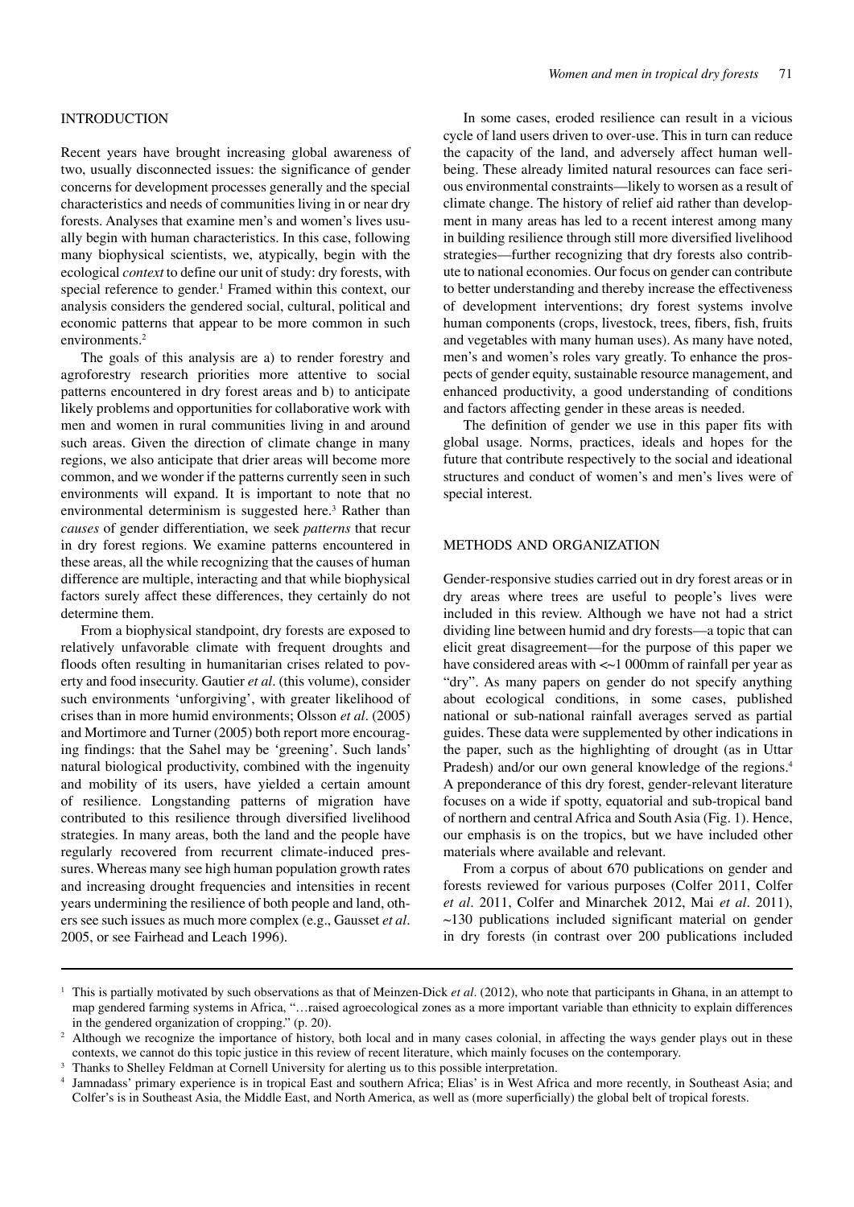## INTRODUCTION

Recent years have brought increasing global awareness of two, usually disconnected issues: the significance of gender concerns for development processes generally and the special characteristics and needs of communities living in or near dry forests. Analyses that examine men's and women's lives usually begin with human characteristics. In this case, following many biophysical scientists, we, atypically, begin with the ecological *context* to define our unit of study: dry forests, with special reference to gender.[1] Framed within this context, our analysis considers the gendered social, cultural, political and economic patterns that appear to be more common in such environments.[2]

The goals of this analysis are a) to render forestry and agroforestry research priorities more attentive to social patterns encountered in dry forest areas and b) to anticipate likely problems and opportunities for collaborative work with men and women in rural communities living in and around such areas. Given the direction of climate change in many regions, we also anticipate that drier areas will become more common, and we wonder if the patterns currently seen in such environments will expand. It is important to note that no environmental determinism is suggested here.[3] Rather than *causes* of gender differentiation, we seek *patterns* that recur in dry forest regions. We examine patterns encountered in these areas, all the while recognizing that the causes of human difference are multiple, interacting and that while biophysical factors surely affect these differences, they certainly do not determine them.

From a biophysical standpoint, dry forests are exposed to relatively unfavorable climate with frequent droughts and floods often resulting in humanitarian crises related to poverty and food insecurity. Gautier *et al*. (this volume), consider such environments 'unforgiving', with greater likelihood of crises than in more humid environments; Olsson *et al*. (2005) and Mortimore and Turner (2005) both report more encouraging findings: that the Sahel may be 'greening'. Such lands' natural biological productivity, combined with the ingenuity and mobility of its users, have yielded a certain amount of resilience. Longstanding patterns of migration have contributed to this resilience through diversified livelihood strategies. In many areas, both the land and the people have regularly recovered from recurrent climate-induced pressures. Whereas many see high human population growth rates and increasing drought frequencies and intensities in recent years undermining the resilience of both people and land, others see such issues as much more complex (e.g., Gausset *et al*. 2005, or see Fairhead and Leach 1996).

In some cases, eroded resilience can result in a vicious cycle of land users driven to over-use. This in turn can reduce the capacity of the land, and adversely affect human well-being. These already limited natural resources can face serious environmental constraints—likely to worsen as a result of climate change. The history of relief aid rather than development in many areas has led to a recent interest among many in building resilience through still more diversified livelihood strategies—further recognizing that dry forests also contribute to national economies. Our focus on gender can contribute to better understanding and thereby increase the effectiveness of development interventions; dry forest systems involve human components (crops, livestock, trees, fibers, fish, fruits and vegetables with many human uses). As many have noted, men's and women's roles vary greatly. To enhance the prospects of gender equity, sustainable resource management, and enhanced productivity, a good understanding of conditions and factors affecting gender in these areas is needed.

The definition of gender we use in this paper fits with global usage. Norms, practices, ideals and hopes for the future that contribute respectively to the social and ideational structures and conduct of women's and men's lives were of special interest.

## METHODS AND ORGANIZATION

Gender-responsive studies carried out in dry forest areas or in dry areas where trees are useful to people's lives were included in this review. Although we have not had a strict dividing line between humid and dry forests—a topic that can elicit great disagreement—for the purpose of this paper we have considered areas with <~1 000mm of rainfall per year as "dry". As many papers on gender do not specify anything about ecological conditions, in some cases, published national or sub-national rainfall averages served as partial guides. These data were supplemented by other indications in the paper, such as the highlighting of drought (as in Uttar Pradesh) and/or our own general knowledge of the regions.[4] A preponderance of this dry forest, gender-relevant literature focuses on a wide if spotty, equatorial and sub-tropical band of northern and central Africa and South Asia (Fig. 1). Hence, our emphasis is on the tropics, but we have included other materials where available and relevant.

From a corpus of about 670 publications on gender and forests reviewed for various purposes (Colfer 2011, Colfer *et al*. 2011, Colfer and Minarchek 2012, Mai *et al*. 2011), ~130 publications included significant material on gender in dry forests (in contrast over 200 publications included

---

[1] This is partially motivated by such observations as that of Meinzen-Dick *et al*. (2012), who note that participants in Ghana, in an attempt to map gendered farming systems in Africa, "…raised agroecological zones as a more important variable than ethnicity to explain differences in the gendered organization of cropping." (p. 20).

[2] Although we recognize the importance of history, both local and in many cases colonial, in affecting the ways gender plays out in these contexts, we cannot do this topic justice in this review of recent literature, which mainly focuses on the contemporary.

[3] Thanks to Shelley Feldman at Cornell University for alerting us to this possible interpretation.

[4] Jamnadass' primary experience is in tropical East and southern Africa; Elias' is in West Africa and more recently, in Southeast Asia; and Colfer's is in Southeast Asia, the Middle East, and North America, as well as (more superficially) the global belt of tropical forests.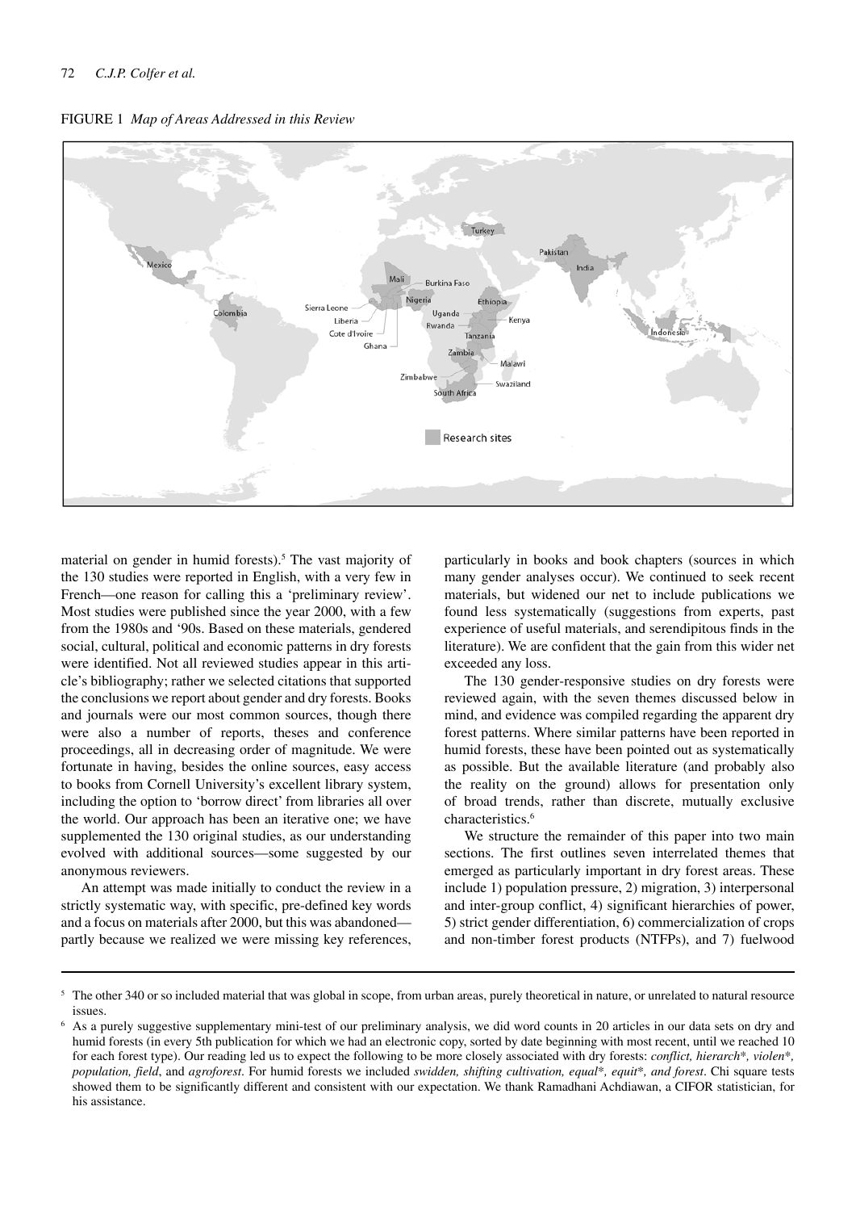FIGURE 1 *Map of Areas Addressed in this Review*

Turkey
Mexico
Pakistan
India
Mali
Burkina Faso
Nigeria
Ethiopia
Sierra Leone
Colombia
Uganda
Kenya
Liberia
Rwanda
Indonesia
Cote d'Ivoire
Tanzania
Ghana
Zambia
Malawi
Zimbabwe
Swaziland
South Africa
Research sites

material on gender in humid forests).[5] The vast majority of the 130 studies were reported in English, with a very few in French—one reason for calling this a 'preliminary review'. Most studies were published since the year 2000, with a few from the 1980s and '90s. Based on these materials, gendered social, cultural, political and economic patterns in dry forests were identified. Not all reviewed studies appear in this article's bibliography; rather we selected citations that supported the conclusions we report about gender and dry forests. Books and journals were our most common sources, though there were also a number of reports, theses and conference proceedings, all in decreasing order of magnitude. We were fortunate in having, besides the online sources, easy access to books from Cornell University's excellent library system, including the option to 'borrow direct' from libraries all over the world. Our approach has been an iterative one; we have supplemented the 130 original studies, as our understanding evolved with additional sources—some suggested by our anonymous reviewers.

An attempt was made initially to conduct the review in a strictly systematic way, with specific, pre-defined key words and a focus on materials after 2000, but this was abandoned—partly because we realized we were missing key references, particularly in books and book chapters (sources in which many gender analyses occur). We continued to seek recent materials, but widened our net to include publications we found less systematically (suggestions from experts, past experience of useful materials, and serendipitous finds in the literature). We are confident that the gain from this wider net exceeded any loss.

The 130 gender-responsive studies on dry forests were reviewed again, with the seven themes discussed below in mind, and evidence was compiled regarding the apparent dry forest patterns. Where similar patterns have been reported in humid forests, these have been pointed out as systematically as possible. But the available literature (and probably also the reality on the ground) allows for presentation only of broad trends, rather than discrete, mutually exclusive characteristics.[6]

We structure the remainder of this paper into two main sections. The first outlines seven interrelated themes that emerged as particularly important in dry forest areas. These include 1) population pressure, 2) migration, 3) interpersonal and inter-group conflict, 4) significant hierarchies of power, 5) strict gender differentiation, 6) commercialization of crops and non-timber forest products (NTFPs), and 7) fuelwood

---

[5] The other 340 or so included material that was global in scope, from urban areas, purely theoretical in nature, or unrelated to natural resource issues.

[6] As a purely suggestive supplementary mini-test of our preliminary analysis, we did word counts in 20 articles in our data sets on dry and humid forests (in every 5th publication for which we had an electronic copy, sorted by date beginning with most recent, until we reached 10 for each forest type). Our reading led us to expect the following to be more closely associated with dry forests: *conflict, hierarch*, violen*, population, field*, and *agroforest*. For humid forests we included *swidden, shifting cultivation, equal*, equit*, and forest*. Chi square tests showed them to be significantly different and consistent with our expectation. We thank Ramadhani Achdiawan, a CIFOR statistician, for his assistance.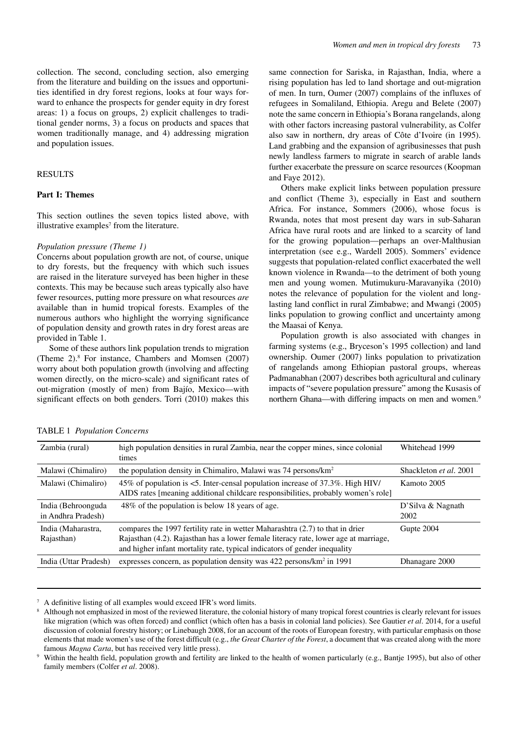collection. The second, concluding section, also emerging from the literature and building on the issues and opportunities identified in dry forest regions, looks at four ways forward to enhance the prospects for gender equity in dry forest areas: 1) a focus on groups, 2) explicit challenges to traditional gender norms, 3) a focus on products and spaces that women traditionally manage, and 4) addressing migration and population issues.

## RESULTS

### Part I: Themes

This section outlines the seven topics listed above, with illustrative examples[7] from the literature.

#### *Population pressure (Theme 1)*

Concerns about population growth are not, of course, unique to dry forests, but the frequency with which such issues are raised in the literature surveyed has been higher in these contexts. This may be because such areas typically also have fewer resources, putting more pressure on what resources *are* available than in humid tropical forests. Examples of the numerous authors who highlight the worrying significance of population density and growth rates in dry forest areas are provided in Table 1.

Some of these authors link population trends to migration (Theme 2).[8] For instance, Chambers and Momsen (2007) worry about both population growth (involving and affecting women directly, on the micro-scale) and significant rates of out-migration (mostly of men) from Bajío, Mexico—with significant effects on both genders. Torri (2010) makes this same connection for Sariska, in Rajasthan, India, where a rising population has led to land shortage and out-migration of men. In turn, Oumer (2007) complains of the influxes of refugees in Somaliland, Ethiopia. Aregu and Belete (2007) note the same concern in Ethiopia's Borana rangelands, along with other factors increasing pastoral vulnerability, as Colfer also saw in northern, dry areas of Côte d'Ivoire (in 1995). Land grabbing and the expansion of agribusinesses that push newly landless farmers to migrate in search of arable lands further exacerbate the pressure on scarce resources (Koopman and Faye 2012).

Others make explicit links between population pressure and conflict (Theme 3), especially in East and southern Africa. For instance, Sommers (2006), whose focus is Rwanda, notes that most present day wars in sub-Saharan Africa have rural roots and are linked to a scarcity of land for the growing population—perhaps an over-Malthusian interpretation (see e.g., Wardell 2005). Sommers' evidence suggests that population-related conflict exacerbated the well known violence in Rwanda—to the detriment of both young men and young women. Mutimukuru-Maravanyika (2010) notes the relevance of population for the violent and long-lasting land conflict in rural Zimbabwe; and Mwangi (2005) links population to growing conflict and uncertainty among the Maasai of Kenya.

Population growth is also associated with changes in farming systems (e.g., Bryceson's 1995 collection) and land ownership. Oumer (2007) links population to privatization of rangelands among Ethiopian pastoral groups, whereas Padmanabhan (2007) describes both agricultural and culinary impacts of "severe population pressure" among the Kusasis of northern Ghana—with differing impacts on men and women.[9]

TABLE 1 *Population Concerns*

| | | |
|---|---|---|
| Zambia (rural) | high population densities in rural Zambia, near the copper mines, since colonial times | Whitehead 1999 |
| Malawi (Chimaliro) | the population density in Chimaliro, Malawi was 74 persons/km$^2$ | Shackleton *et al.* 2001 |
| Malawi (Chimaliro) | 45% of population is <5. Inter-censal population increase of 37.3%. High HIV/AIDS rates [meaning additional childcare responsibilities, probably women's role] | Kamoto 2005 |
| India (Behroonguda in Andhra Pradesh) | 48% of the population is below 18 years of age. | D'Silva & Nagnath 2002 |
| India (Maharastra, Rajasthan) | compares the 1997 fertility rate in wetter Maharashtra (2.7) to that in drier Rajasthan (4.2). Rajasthan has a lower female literacy rate, lower age at marriage, and higher infant mortality rate, typical indicators of gender inequality | Gupte 2004 |
| India (Uttar Pradesh) | expresses concern, as population density was 422 persons/km$^2$ in 1991 | Dhanagare 2000 |

[7] A definitive listing of all examples would exceed IFR's word limits.

[8] Although not emphasized in most of the reviewed literature, the colonial history of many tropical forest countries is clearly relevant for issues like migration (which was often forced) and conflict (which often has a basis in colonial land policies). See Gautier *et al*. 2014, for a useful discussion of colonial forestry history; or Linebaugh 2008, for an account of the roots of European forestry, with particular emphasis on those elements that made women's use of the forest difficult (e.g., *the Great Charter of the Forest*, a document that was created along with the more famous *Magna Carta*, but has received very little press).

[9] Within the health field, population growth and fertility are linked to the health of women particularly (e.g., Bantje 1995), but also of other family members (Colfer *et al*. 2008).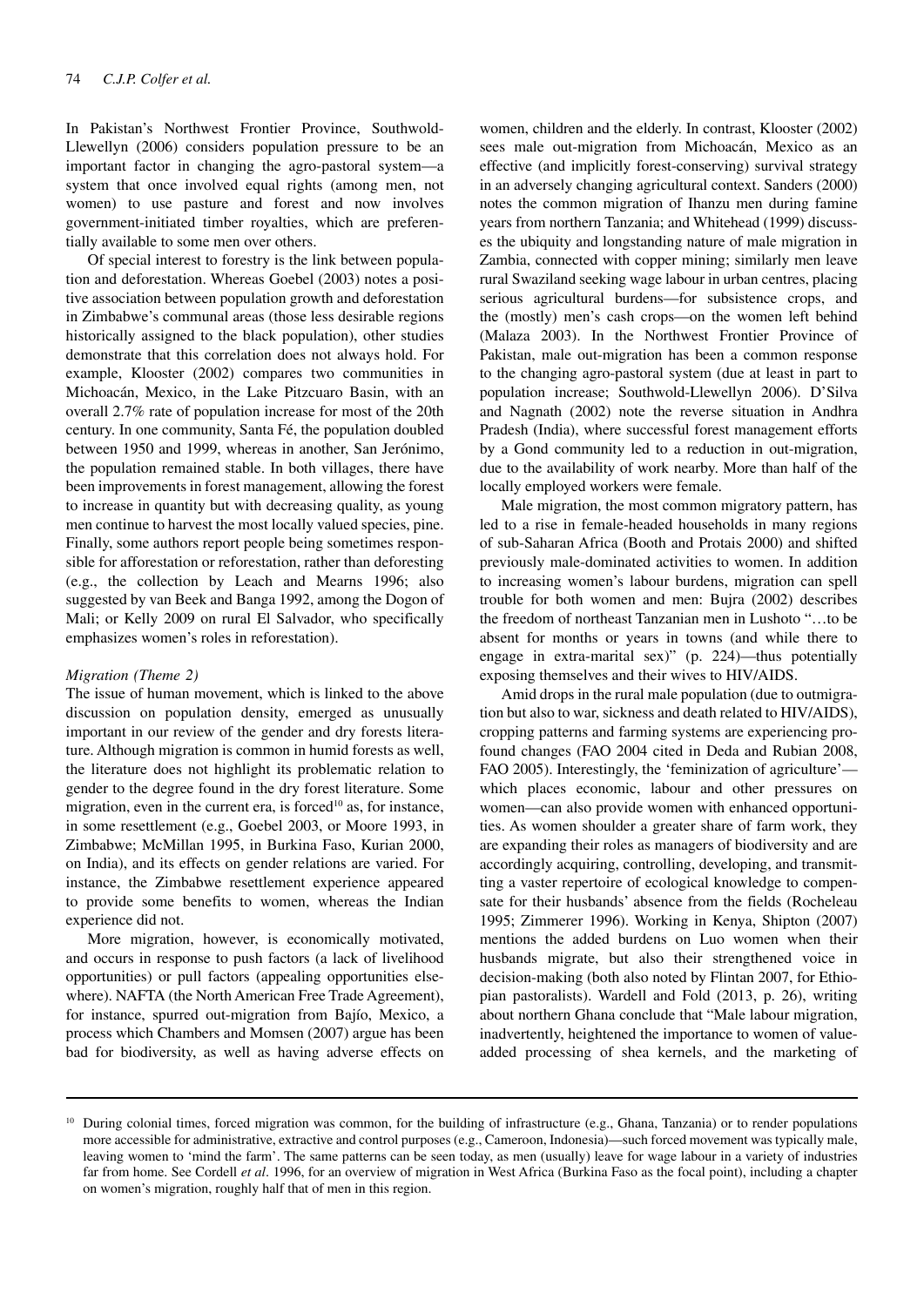In Pakistan's Northwest Frontier Province, Southwold-Llewellyn (2006) considers population pressure to be an important factor in changing the agro-pastoral system—a system that once involved equal rights (among men, not women) to use pasture and forest and now involves government-initiated timber royalties, which are preferentially available to some men over others.

Of special interest to forestry is the link between population and deforestation. Whereas Goebel (2003) notes a positive association between population growth and deforestation in Zimbabwe's communal areas (those less desirable regions historically assigned to the black population), other studies demonstrate that this correlation does not always hold. For example, Klooster (2002) compares two communities in Michoacán, Mexico, in the Lake Pitzcuaro Basin, with an overall 2.7% rate of population increase for most of the 20th century. In one community, Santa Fé, the population doubled between 1950 and 1999, whereas in another, San Jerónimo, the population remained stable. In both villages, there have been improvements in forest management, allowing the forest to increase in quantity but with decreasing quality, as young men continue to harvest the most locally valued species, pine. Finally, some authors report people being sometimes responsible for afforestation or reforestation, rather than deforesting (e.g., the collection by Leach and Mearns 1996; also suggested by van Beek and Banga 1992, among the Dogon of Mali; or Kelly 2009 on rural El Salvador, who specifically emphasizes women's roles in reforestation).

*Migration (Theme 2)*

The issue of human movement, which is linked to the above discussion on population density, emerged as unusually important in our review of the gender and dry forests literature. Although migration is common in humid forests as well, the literature does not highlight its problematic relation to gender to the degree found in the dry forest literature. Some migration, even in the current era, is forced[10] as, for instance, in some resettlement (e.g., Goebel 2003, or Moore 1993, in Zimbabwe; McMillan 1995, in Burkina Faso, Kurian 2000, on India), and its effects on gender relations are varied. For instance, the Zimbabwe resettlement experience appeared to provide some benefits to women, whereas the Indian experience did not.

More migration, however, is economically motivated, and occurs in response to push factors (a lack of livelihood opportunities) or pull factors (appealing opportunities elsewhere). NAFTA (the North American Free Trade Agreement), for instance, spurred out-migration from Bajío, Mexico, a process which Chambers and Momsen (2007) argue has been bad for biodiversity, as well as having adverse effects on women, children and the elderly. In contrast, Klooster (2002) sees male out-migration from Michoacán, Mexico as an effective (and implicitly forest-conserving) survival strategy in an adversely changing agricultural context. Sanders (2000) notes the common migration of Ihanzu men during famine years from northern Tanzania; and Whitehead (1999) discusses the ubiquity and longstanding nature of male migration in Zambia, connected with copper mining; similarly men leave rural Swaziland seeking wage labour in urban centres, placing serious agricultural burdens—for subsistence crops, and the (mostly) men's cash crops—on the women left behind (Malaza 2003). In the Northwest Frontier Province of Pakistan, male out-migration has been a common response to the changing agro-pastoral system (due at least in part to population increase; Southwold-Llewellyn 2006). D'Silva and Nagnath (2002) note the reverse situation in Andhra Pradesh (India), where successful forest management efforts by a Gond community led to a reduction in out-migration, due to the availability of work nearby. More than half of the locally employed workers were female.

Male migration, the most common migratory pattern, has led to a rise in female-headed households in many regions of sub-Saharan Africa (Booth and Protais 2000) and shifted previously male-dominated activities to women. In addition to increasing women's labour burdens, migration can spell trouble for both women and men: Bujra (2002) describes the freedom of northeast Tanzanian men in Lushoto "…to be absent for months or years in towns (and while there to engage in extra-marital sex)" (p. 224)—thus potentially exposing themselves and their wives to HIV/AIDS.

Amid drops in the rural male population (due to outmigration but also to war, sickness and death related to HIV/AIDS), cropping patterns and farming systems are experiencing profound changes (FAO 2004 cited in Deda and Rubian 2008, FAO 2005). Interestingly, the 'feminization of agriculture'—which places economic, labour and other pressures on women—can also provide women with enhanced opportunities. As women shoulder a greater share of farm work, they are expanding their roles as managers of biodiversity and are accordingly acquiring, controlling, developing, and transmitting a vaster repertoire of ecological knowledge to compensate for their husbands' absence from the fields (Rocheleau 1995; Zimmerer 1996). Working in Kenya, Shipton (2007) mentions the added burdens on Luo women when their husbands migrate, but also their strengthened voice in decision-making (both also noted by Flintan 2007, for Ethiopian pastoralists). Wardell and Fold (2013, p. 26), writing about northern Ghana conclude that "Male labour migration, inadvertently, heightened the importance to women of value-added processing of shea kernels, and the marketing of

[10] During colonial times, forced migration was common, for the building of infrastructure (e.g., Ghana, Tanzania) or to render populations more accessible for administrative, extractive and control purposes (e.g., Cameroon, Indonesia)—such forced movement was typically male, leaving women to 'mind the farm'. The same patterns can be seen today, as men (usually) leave for wage labour in a variety of industries far from home. See Cordell *et al*. 1996, for an overview of migration in West Africa (Burkina Faso as the focal point), including a chapter on women's migration, roughly half that of men in this region.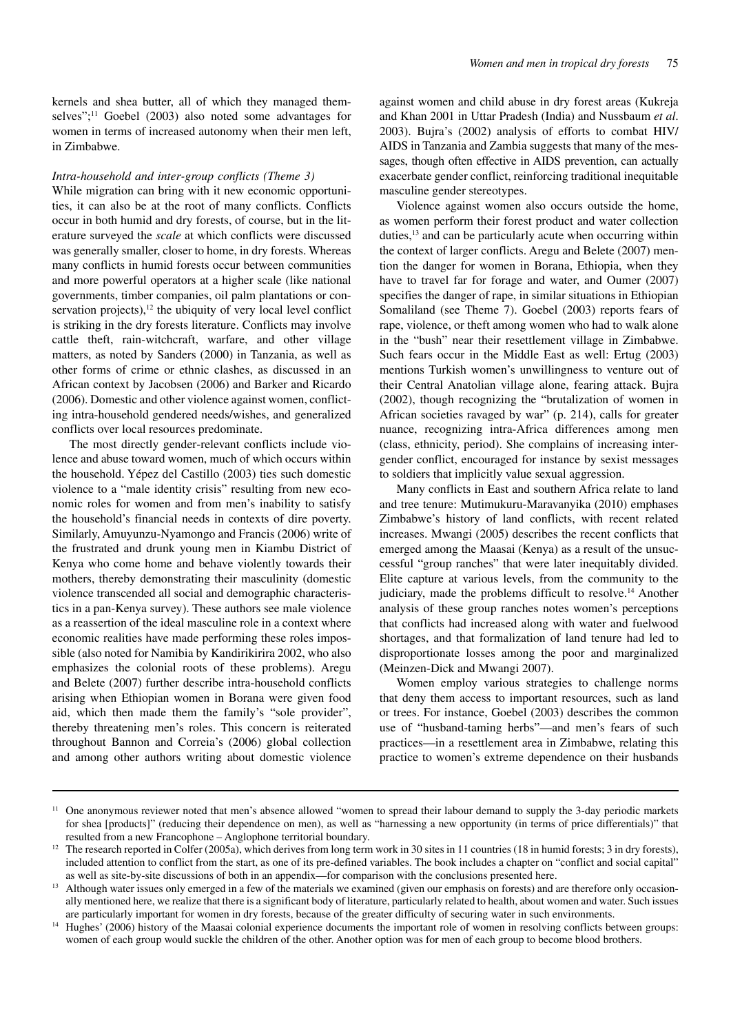kernels and shea butter, all of which they managed themselves";[11] Goebel (2003) also noted some advantages for women in terms of increased autonomy when their men left, in Zimbabwe.

*Intra-household and inter-group conflicts (Theme 3)*

While migration can bring with it new economic opportunities, it can also be at the root of many conflicts. Conflicts occur in both humid and dry forests, of course, but in the literature surveyed the *scale* at which conflicts were discussed was generally smaller, closer to home, in dry forests. Whereas many conflicts in humid forests occur between communities and more powerful operators at a higher scale (like national governments, timber companies, oil palm plantations or conservation projects),[12] the ubiquity of very local level conflict is striking in the dry forests literature. Conflicts may involve cattle theft, rain-witchcraft, warfare, and other village matters, as noted by Sanders (2000) in Tanzania, as well as other forms of crime or ethnic clashes, as discussed in an African context by Jacobsen (2006) and Barker and Ricardo (2006). Domestic and other violence against women, conflicting intra-household gendered needs/wishes, and generalized conflicts over local resources predominate.

The most directly gender-relevant conflicts include violence and abuse toward women, much of which occurs within the household. Yépez del Castillo (2003) ties such domestic violence to a "male identity crisis" resulting from new economic roles for women and from men's inability to satisfy the household's financial needs in contexts of dire poverty. Similarly, Amuyunzu-Nyamongo and Francis (2006) write of the frustrated and drunk young men in Kiambu District of Kenya who come home and behave violently towards their mothers, thereby demonstrating their masculinity (domestic violence transcended all social and demographic characteristics in a pan-Kenya survey). These authors see male violence as a reassertion of the ideal masculine role in a context where economic realities have made performing these roles impossible (also noted for Namibia by Kandirikirira 2002, who also emphasizes the colonial roots of these problems). Aregu and Belete (2007) further describe intra-household conflicts arising when Ethiopian women in Borana were given food aid, which then made them the family's "sole provider", thereby threatening men's roles. This concern is reiterated throughout Bannon and Correia's (2006) global collection and among other authors writing about domestic violence against women and child abuse in dry forest areas (Kukreja and Khan 2001 in Uttar Pradesh (India) and Nussbaum *et al*. 2003). Bujra's (2002) analysis of efforts to combat HIV/AIDS in Tanzania and Zambia suggests that many of the messages, though often effective in AIDS prevention, can actually exacerbate gender conflict, reinforcing traditional inequitable masculine gender stereotypes.

Violence against women also occurs outside the home, as women perform their forest product and water collection duties,[13] and can be particularly acute when occurring within the context of larger conflicts. Aregu and Belete (2007) mention the danger for women in Borana, Ethiopia, when they have to travel far for forage and water, and Oumer (2007) specifies the danger of rape, in similar situations in Ethiopian Somaliland (see Theme 7). Goebel (2003) reports fears of rape, violence, or theft among women who had to walk alone in the "bush" near their resettlement village in Zimbabwe. Such fears occur in the Middle East as well: Ertug (2003) mentions Turkish women's unwillingness to venture out of their Central Anatolian village alone, fearing attack. Bujra (2002), though recognizing the "brutalization of women in African societies ravaged by war" (p. 214), calls for greater nuance, recognizing intra-Africa differences among men (class, ethnicity, period). She complains of increasing inter-gender conflict, encouraged for instance by sexist messages to soldiers that implicitly value sexual aggression.

Many conflicts in East and southern Africa relate to land and tree tenure: Mutimukuru-Maravanyika (2010) emphases Zimbabwe's history of land conflicts, with recent related increases. Mwangi (2005) describes the recent conflicts that emerged among the Maasai (Kenya) as a result of the unsuccessful "group ranches" that were later inequitably divided. Elite capture at various levels, from the community to the judiciary, made the problems difficult to resolve.[14] Another analysis of these group ranches notes women's perceptions that conflicts had increased along with water and fuelwood shortages, and that formalization of land tenure had led to disproportionate losses among the poor and marginalized (Meinzen-Dick and Mwangi 2007).

Women employ various strategies to challenge norms that deny them access to important resources, such as land or trees. For instance, Goebel (2003) describes the common use of "husband-taming herbs"—and men's fears of such practices—in a resettlement area in Zimbabwe, relating this practice to women's extreme dependence on their husbands

---

[11] One anonymous reviewer noted that men's absence allowed "women to spread their labour demand to supply the 3-day periodic markets for shea [products]" (reducing their dependence on men), as well as "harnessing a new opportunity (in terms of price differentials)" that resulted from a new Francophone – Anglophone territorial boundary.

[12] The research reported in Colfer (2005a), which derives from long term work in 30 sites in 11 countries (18 in humid forests; 3 in dry forests), included attention to conflict from the start, as one of its pre-defined variables. The book includes a chapter on "conflict and social capital" as well as site-by-site discussions of both in an appendix—for comparison with the conclusions presented here.

[13] Although water issues only emerged in a few of the materials we examined (given our emphasis on forests) and are therefore only occasionally mentioned here, we realize that there is a significant body of literature, particularly related to health, about women and water. Such issues are particularly important for women in dry forests, because of the greater difficulty of securing water in such environments.

[14] Hughes' (2006) history of the Maasai colonial experience documents the important role of women in resolving conflicts between groups: women of each group would suckle the children of the other. Another option was for men of each group to become blood brothers.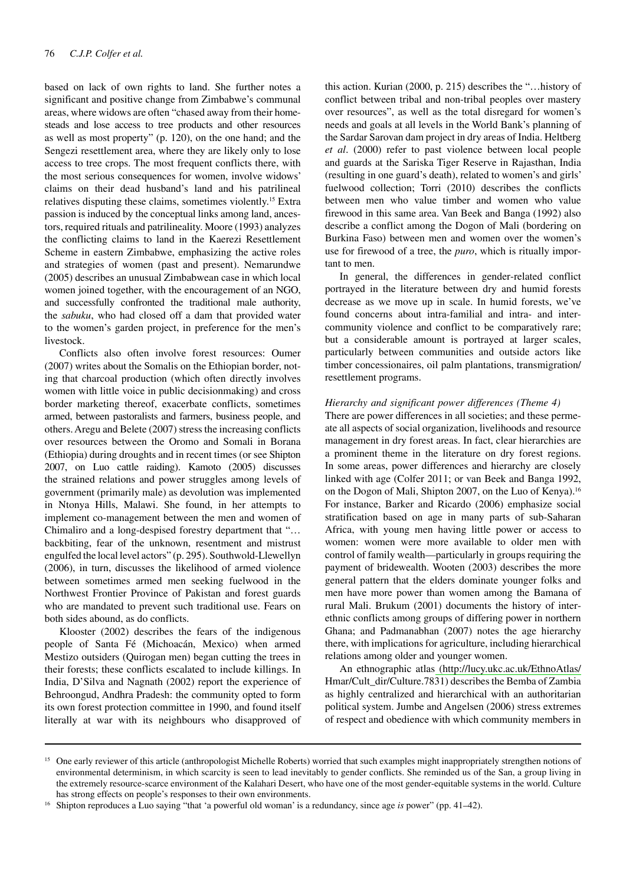based on lack of own rights to land. She further notes a significant and positive change from Zimbabwe's communal areas, where widows are often "chased away from their homesteads and lose access to tree products and other resources as well as most property" (p. 120), on the one hand; and the Sengezi resettlement area, where they are likely only to lose access to tree crops. The most frequent conflicts there, with the most serious consequences for women, involve widows' claims on their dead husband's land and his patrilineal relatives disputing these claims, sometimes violently.[15] Extra passion is induced by the conceptual links among land, ancestors, required rituals and patrilineality. Moore (1993) analyzes the conflicting claims to land in the Kaerezi Resettlement Scheme in eastern Zimbabwe, emphasizing the active roles and strategies of women (past and present). Nemarundwe (2005) describes an unusual Zimbabwean case in which local women joined together, with the encouragement of an NGO, and successfully confronted the traditional male authority, the *sabuku*, who had closed off a dam that provided water to the women's garden project, in preference for the men's livestock.

Conflicts also often involve forest resources: Oumer (2007) writes about the Somalis on the Ethiopian border, noting that charcoal production (which often directly involves women with little voice in public decisionmaking) and cross border marketing thereof, exacerbate conflicts, sometimes armed, between pastoralists and farmers, business people, and others. Aregu and Belete (2007) stress the increasing conflicts over resources between the Oromo and Somali in Borana (Ethiopia) during droughts and in recent times (or see Shipton 2007, on Luo cattle raiding). Kamoto (2005) discusses the strained relations and power struggles among levels of government (primarily male) as devolution was implemented in Ntonya Hills, Malawi. She found, in her attempts to implement co-management between the men and women of Chimaliro and a long-despised forestry department that "… backbiting, fear of the unknown, resentment and mistrust engulfed the local level actors" (p. 295). Southwold-Llewellyn (2006), in turn, discusses the likelihood of armed violence between sometimes armed men seeking fuelwood in the Northwest Frontier Province of Pakistan and forest guards who are mandated to prevent such traditional use. Fears on both sides abound, as do conflicts.

Klooster (2002) describes the fears of the indigenous people of Santa Fé (Michoacán, Mexico) when armed Mestizo outsiders (Quirogan men) began cutting the trees in their forests; these conflicts escalated to include killings. In India, D'Silva and Nagnath (2002) report the experience of Behroongud, Andhra Pradesh: the community opted to form its own forest protection committee in 1990, and found itself literally at war with its neighbours who disapproved of this action. Kurian (2000, p. 215) describes the "…history of conflict between tribal and non-tribal peoples over mastery over resources", as well as the total disregard for women's needs and goals at all levels in the World Bank's planning of the Sardar Sarovan dam project in dry areas of India. Heltberg *et al*. (2000) refer to past violence between local people and guards at the Sariska Tiger Reserve in Rajasthan, India (resulting in one guard's death), related to women's and girls' fuelwood collection; Torri (2010) describes the conflicts between men who value timber and women who value firewood in this same area. Van Beek and Banga (1992) also describe a conflict among the Dogon of Mali (bordering on Burkina Faso) between men and women over the women's use for firewood of a tree, the *puro*, which is ritually important to men.

In general, the differences in gender-related conflict portrayed in the literature between dry and humid forests decrease as we move up in scale. In humid forests, we've found concerns about intra-familial and intra- and inter-community violence and conflict to be comparatively rare; but a considerable amount is portrayed at larger scales, particularly between communities and outside actors like timber concessionaires, oil palm plantations, transmigration/resettlement programs.

*Hierarchy and significant power differences (Theme 4)*

There are power differences in all societies; and these permeate all aspects of social organization, livelihoods and resource management in dry forest areas. In fact, clear hierarchies are a prominent theme in the literature on dry forest regions. In some areas, power differences and hierarchy are closely linked with age (Colfer 2011; or van Beek and Banga 1992, on the Dogon of Mali, Shipton 2007, on the Luo of Kenya).[16] For instance, Barker and Ricardo (2006) emphasize social stratification based on age in many parts of sub-Saharan Africa, with young men having little power or access to women: women were more available to older men with control of family wealth—particularly in groups requiring the payment of bridewealth. Wooten (2003) describes the more general pattern that the elders dominate younger folks and men have more power than women among the Bamana of rural Mali. Brukum (2001) documents the history of inter-ethnic conflicts among groups of differing power in northern Ghana; and Padmanabhan (2007) notes the age hierarchy there, with implications for agriculture, including hierarchical relations among older and younger women.

An ethnographic atlas (http://lucy.ukc.ac.uk/EthnoAtlas/Hmar/Cult_dir/Culture.7831) describes the Bemba of Zambia as highly centralized and hierarchical with an authoritarian political system. Jumbe and Angelsen (2006) stress extremes of respect and obedience with which community members in

---

[15] One early reviewer of this article (anthropologist Michelle Roberts) worried that such examples might inappropriately strengthen notions of environmental determinism, in which scarcity is seen to lead inevitably to gender conflicts. She reminded us of the San, a group living in the extremely resource-scarce environment of the Kalahari Desert, who have one of the most gender-equitable systems in the world. Culture has strong effects on people's responses to their own environments.

[16] Shipton reproduces a Luo saying "that 'a powerful old woman' is a redundancy, since age *is* power" (pp. 41–42).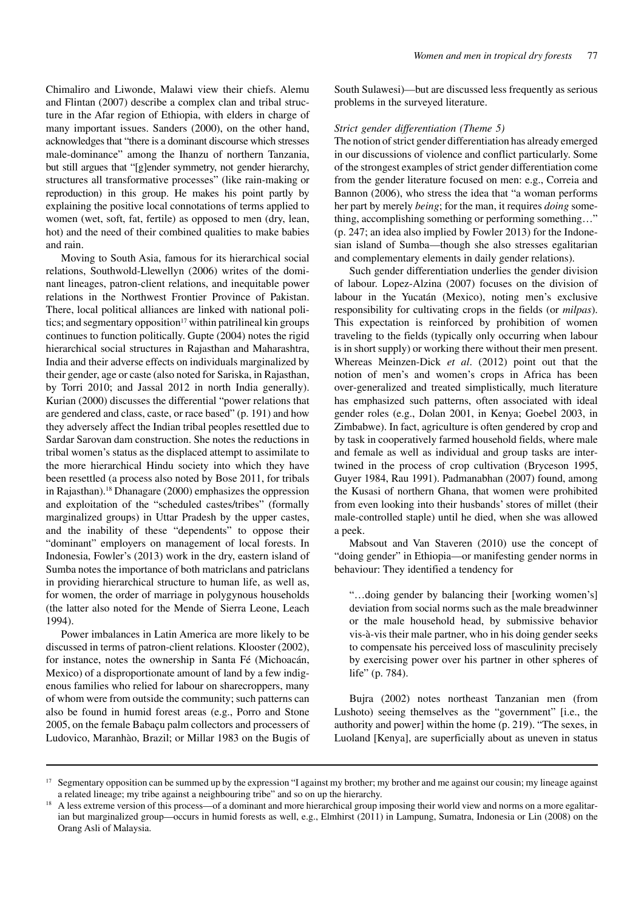Chimaliro and Liwonde, Malawi view their chiefs. Alemu and Flintan (2007) describe a complex clan and tribal structure in the Afar region of Ethiopia, with elders in charge of many important issues. Sanders (2000), on the other hand, acknowledges that "there is a dominant discourse which stresses male-dominance" among the Ihanzu of northern Tanzania, but still argues that "[g]ender symmetry, not gender hierarchy, structures all transformative processes" (like rain-making or reproduction) in this group. He makes his point partly by explaining the positive local connotations of terms applied to women (wet, soft, fat, fertile) as opposed to men (dry, lean, hot) and the need of their combined qualities to make babies and rain.

Moving to South Asia, famous for its hierarchical social relations, Southwold-Llewellyn (2006) writes of the dominant lineages, patron-client relations, and inequitable power relations in the Northwest Frontier Province of Pakistan. There, local political alliances are linked with national politics; and segmentary opposition[17] within patrilineal kin groups continues to function politically. Gupte (2004) notes the rigid hierarchical social structures in Rajasthan and Maharashtra, India and their adverse effects on individuals marginalized by their gender, age or caste (also noted for Sariska, in Rajasthan, by Torri 2010; and Jassal 2012 in north India generally). Kurian (2000) discusses the differential "power relations that are gendered and class, caste, or race based" (p. 191) and how they adversely affect the Indian tribal peoples resettled due to Sardar Sarovan dam construction. She notes the reductions in tribal women's status as the displaced attempt to assimilate to the more hierarchical Hindu society into which they have been resettled (a process also noted by Bose 2011, for tribals in Rajasthan).[18] Dhanagare (2000) emphasizes the oppression and exploitation of the "scheduled castes/tribes" (formally marginalized groups) in Uttar Pradesh by the upper castes, and the inability of these "dependents" to oppose their "dominant" employers on management of local forests. In Indonesia, Fowler's (2013) work in the dry, eastern island of Sumba notes the importance of both matriclans and patriclans in providing hierarchical structure to human life, as well as, for women, the order of marriage in polygynous households (the latter also noted for the Mende of Sierra Leone, Leach 1994).

Power imbalances in Latin America are more likely to be discussed in terms of patron-client relations. Klooster (2002), for instance, notes the ownership in Santa Fé (Michoacán, Mexico) of a disproportionate amount of land by a few indigenous families who relied for labour on sharecroppers, many of whom were from outside the community; such patterns can also be found in humid forest areas (e.g., Porro and Stone 2005, on the female Babaçu palm collectors and processers of Ludovico, Maranhào, Brazil; or Millar 1983 on the Bugis of South Sulawesi)—but are discussed less frequently as serious problems in the surveyed literature.

*Strict gender differentiation (Theme 5)*

The notion of strict gender differentiation has already emerged in our discussions of violence and conflict particularly. Some of the strongest examples of strict gender differentiation come from the gender literature focused on men: e.g., Correia and Bannon (2006), who stress the idea that "a woman performs her part by merely *being*; for the man, it requires *doing* something, accomplishing something or performing something…" (p. 247; an idea also implied by Fowler 2013) for the Indonesian island of Sumba—though she also stresses egalitarian and complementary elements in daily gender relations).

Such gender differentiation underlies the gender division of labour. Lopez-Alzina (2007) focuses on the division of labour in the Yucatán (Mexico), noting men's exclusive responsibility for cultivating crops in the fields (or *milpas*). This expectation is reinforced by prohibition of women traveling to the fields (typically only occurring when labour is in short supply) or working there without their men present. Whereas Meinzen-Dick *et al*. (2012) point out that the notion of men's and women's crops in Africa has been over-generalized and treated simplistically, much literature has emphasized such patterns, often associated with ideal gender roles (e.g., Dolan 2001, in Kenya; Goebel 2003, in Zimbabwe). In fact, agriculture is often gendered by crop and by task in cooperatively farmed household fields, where male and female as well as individual and group tasks are intertwined in the process of crop cultivation (Bryceson 1995, Guyer 1984, Rau 1991). Padmanabhan (2007) found, among the Kusasi of northern Ghana, that women were prohibited from even looking into their husbands' stores of millet (their male-controlled staple) until he died, when she was allowed a peek.

Mabsout and Van Staveren (2010) use the concept of "doing gender" in Ethiopia—or manifesting gender norms in behaviour: They identified a tendency for

> "…doing gender by balancing their [working women's] deviation from social norms such as the male breadwinner or the male household head, by submissive behavior vis-à-vis their male partner, who in his doing gender seeks to compensate his perceived loss of masculinity precisely by exercising power over his partner in other spheres of life" (p. 784).

Bujra (2002) notes northeast Tanzanian men (from Lushoto) seeing themselves as the "government" [i.e., the authority and power] within the home (p. 219). "The sexes, in Luoland [Kenya], are superficially about as uneven in status

---

[17] Segmentary opposition can be summed up by the expression "I against my brother; my brother and me against our cousin; my lineage against a related lineage; my tribe against a neighbouring tribe" and so on up the hierarchy.

[18] A less extreme version of this process—of a dominant and more hierarchical group imposing their world view and norms on a more egalitarian but marginalized group—occurs in humid forests as well, e.g., Elmhirst (2011) in Lampung, Sumatra, Indonesia or Lin (2008) on the Orang Asli of Malaysia.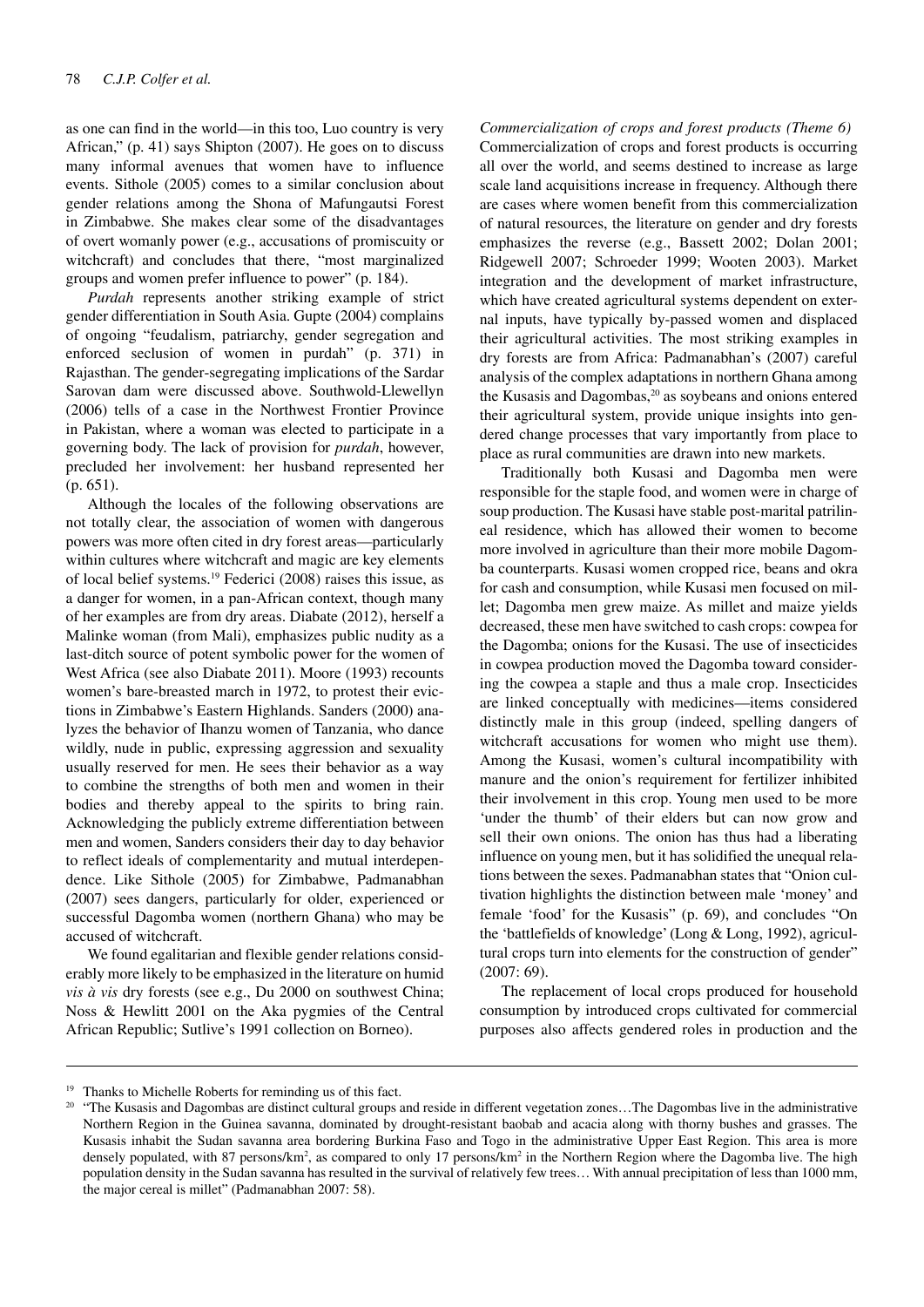as one can find in the world—in this too, Luo country is very African," (p. 41) says Shipton (2007). He goes on to discuss many informal avenues that women have to influence events. Sithole (2005) comes to a similar conclusion about gender relations among the Shona of Mafungautsi Forest in Zimbabwe. She makes clear some of the disadvantages of overt womanly power (e.g., accusations of promiscuity or witchcraft) and concludes that there, "most marginalized groups and women prefer influence to power" (p. 184).

*Purdah* represents another striking example of strict gender differentiation in South Asia. Gupte (2004) complains of ongoing "feudalism, patriarchy, gender segregation and enforced seclusion of women in purdah" (p. 371) in Rajasthan. The gender-segregating implications of the Sardar Sarovan dam were discussed above. Southwold-Llewellyn (2006) tells of a case in the Northwest Frontier Province in Pakistan, where a woman was elected to participate in a governing body. The lack of provision for *purdah*, however, precluded her involvement: her husband represented her (p. 651).

Although the locales of the following observations are not totally clear, the association of women with dangerous powers was more often cited in dry forest areas—particularly within cultures where witchcraft and magic are key elements of local belief systems.[19] Federici (2008) raises this issue, as a danger for women, in a pan-African context, though many of her examples are from dry areas. Diabate (2012), herself a Malinke woman (from Mali), emphasizes public nudity as a last-ditch source of potent symbolic power for the women of West Africa (see also Diabate 2011). Moore (1993) recounts women's bare-breasted march in 1972, to protest their evictions in Zimbabwe's Eastern Highlands. Sanders (2000) analyzes the behavior of Ihanzu women of Tanzania, who dance wildly, nude in public, expressing aggression and sexuality usually reserved for men. He sees their behavior as a way to combine the strengths of both men and women in their bodies and thereby appeal to the spirits to bring rain. Acknowledging the publicly extreme differentiation between men and women, Sanders considers their day to day behavior to reflect ideals of complementarity and mutual interdependence. Like Sithole (2005) for Zimbabwe, Padmanabhan (2007) sees dangers, particularly for older, experienced or successful Dagomba women (northern Ghana) who may be accused of witchcraft.

We found egalitarian and flexible gender relations considerably more likely to be emphasized in the literature on humid *vis à vis* dry forests (see e.g., Du 2000 on southwest China; Noss & Hewlitt 2001 on the Aka pygmies of the Central African Republic; Sutlive's 1991 collection on Borneo).

*Commercialization of crops and forest products (Theme 6)*

Commercialization of crops and forest products is occurring all over the world, and seems destined to increase as large scale land acquisitions increase in frequency. Although there are cases where women benefit from this commercialization of natural resources, the literature on gender and dry forests emphasizes the reverse (e.g., Bassett 2002; Dolan 2001; Ridgewell 2007; Schroeder 1999; Wooten 2003). Market integration and the development of market infrastructure, which have created agricultural systems dependent on external inputs, have typically by-passed women and displaced their agricultural activities. The most striking examples in dry forests are from Africa: Padmanabhan's (2007) careful analysis of the complex adaptations in northern Ghana among the Kusasis and Dagombas,[20] as soybeans and onions entered their agricultural system, provide unique insights into gendered change processes that vary importantly from place to place as rural communities are drawn into new markets.

Traditionally both Kusasi and Dagomba men were responsible for the staple food, and women were in charge of soup production. The Kusasi have stable post-marital patrilineal residence, which has allowed their women to become more involved in agriculture than their more mobile Dagomba counterparts. Kusasi women cropped rice, beans and okra for cash and consumption, while Kusasi men focused on millet; Dagomba men grew maize. As millet and maize yields decreased, these men have switched to cash crops: cowpea for the Dagomba; onions for the Kusasi. The use of insecticides in cowpea production moved the Dagomba toward considering the cowpea a staple and thus a male crop. Insecticides are linked conceptually with medicines—items considered distinctly male in this group (indeed, spelling dangers of witchcraft accusations for women who might use them). Among the Kusasi, women's cultural incompatibility with manure and the onion's requirement for fertilizer inhibited their involvement in this crop. Young men used to be more 'under the thumb' of their elders but can now grow and sell their own onions. The onion has thus had a liberating influence on young men, but it has solidified the unequal relations between the sexes. Padmanabhan states that "Onion cultivation highlights the distinction between male 'money' and female 'food' for the Kusasis" (p. 69), and concludes "On the 'battlefields of knowledge' (Long & Long, 1992), agricultural crops turn into elements for the construction of gender" (2007: 69).

The replacement of local crops produced for household consumption by introduced crops cultivated for commercial purposes also affects gendered roles in production and the

[19] Thanks to Michelle Roberts for reminding us of this fact.

[20] "The Kusasis and Dagombas are distinct cultural groups and reside in different vegetation zones…The Dagombas live in the administrative Northern Region in the Guinea savanna, dominated by drought-resistant baobab and acacia along with thorny bushes and grasses. The Kusasis inhabit the Sudan savanna area bordering Burkina Faso and Togo in the administrative Upper East Region. This area is more densely populated, with 87 persons/km$^2$, as compared to only 17 persons/km$^2$ in the Northern Region where the Dagomba live. The high population density in the Sudan savanna has resulted in the survival of relatively few trees… With annual precipitation of less than 1000 mm, the major cereal is millet" (Padmanabhan 2007: 58).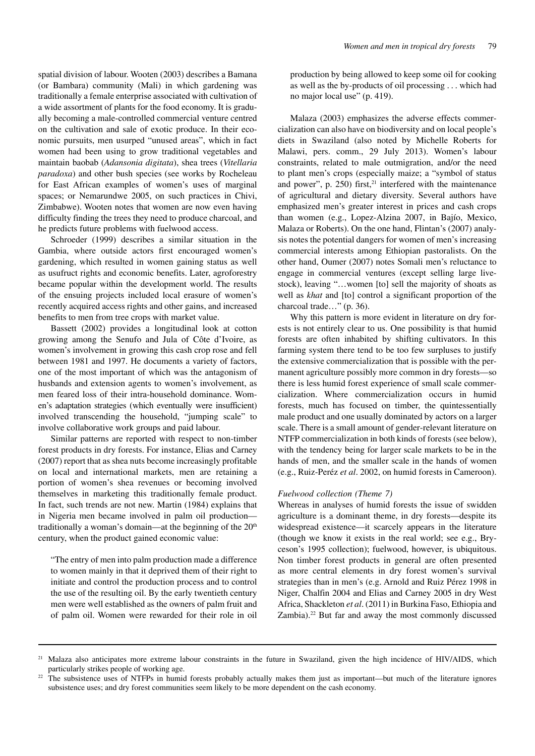spatial division of labour. Wooten (2003) describes a Bamana (or Bambara) community (Mali) in which gardening was traditionally a female enterprise associated with cultivation of a wide assortment of plants for the food economy. It is gradually becoming a male-controlled commercial venture centred on the cultivation and sale of exotic produce. In their economic pursuits, men usurped "unused areas", which in fact women had been using to grow traditional vegetables and maintain baobab (*Adansonia digitata*), shea trees (*Vitellaria paradoxa*) and other bush species (see works by Rocheleau for East African examples of women's uses of marginal spaces; or Nemarundwe 2005, on such practices in Chivi, Zimbabwe). Wooten notes that women are now even having difficulty finding the trees they need to produce charcoal, and he predicts future problems with fuelwood access.

Schroeder (1999) describes a similar situation in the Gambia, where outside actors first encouraged women's gardening, which resulted in women gaining status as well as usufruct rights and economic benefits. Later, agroforestry became popular within the development world. The results of the ensuing projects included local erasure of women's recently acquired access rights and other gains, and increased benefits to men from tree crops with market value.

Bassett (2002) provides a longitudinal look at cotton growing among the Senufo and Jula of Côte d'Ivoire, as women's involvement in growing this cash crop rose and fell between 1981 and 1997. He documents a variety of factors, one of the most important of which was the antagonism of husbands and extension agents to women's involvement, as men feared loss of their intra-household dominance. Women's adaptation strategies (which eventually were insufficient) involved transcending the household, "jumping scale" to involve collaborative work groups and paid labour.

Similar patterns are reported with respect to non-timber forest products in dry forests. For instance, Elias and Carney (2007) report that as shea nuts become increasingly profitable on local and international markets, men are retaining a portion of women's shea revenues or becoming involved themselves in marketing this traditionally female product. In fact, such trends are not new. Martin (1984) explains that in Nigeria men became involved in palm oil production—traditionally a woman's domain—at the beginning of the 20[th] century, when the product gained economic value:

> "The entry of men into palm production made a difference to women mainly in that it deprived them of their right to initiate and control the production process and to control the use of the resulting oil. By the early twentieth century men were well established as the owners of palm fruit and of palm oil. Women were rewarded for their role in oil production by being allowed to keep some oil for cooking as well as the by-products of oil processing . . . which had no major local use" (p. 419).

Malaza (2003) emphasizes the adverse effects commercialization can also have on biodiversity and on local people's diets in Swaziland (also noted by Michelle Roberts for Malawi, pers. comm., 29 July 2013). Women's labour constraints, related to male outmigration, and/or the need to plant men's crops (especially maize; a "symbol of status and power", p. 250) first,[21] interfered with the maintenance of agricultural and dietary diversity. Several authors have emphasized men's greater interest in prices and cash crops than women (e.g., Lopez-Alzina 2007, in Bajío, Mexico, Malaza or Roberts). On the one hand, Flintan's (2007) analysis notes the potential dangers for women of men's increasing commercial interests among Ethiopian pastoralists. On the other hand, Oumer (2007) notes Somali men's reluctance to engage in commercial ventures (except selling large livestock), leaving "…women [to] sell the majority of shoats as well as *khat* and [to] control a significant proportion of the charcoal trade…" (p. 36).

Why this pattern is more evident in literature on dry forests is not entirely clear to us. One possibility is that humid forests are often inhabited by shifting cultivators. In this farming system there tend to be too few surpluses to justify the extensive commercialization that is possible with the permanent agriculture possibly more common in dry forests—so there is less humid forest experience of small scale commercialization. Where commercialization occurs in humid forests, much has focused on timber, the quintessentially male product and one usually dominated by actors on a larger scale. There is a small amount of gender-relevant literature on NTFP commercialization in both kinds of forests (see below), with the tendency being for larger scale markets to be in the hands of men, and the smaller scale in the hands of women (e.g., Ruiz-Peréz *et al*. 2002, on humid forests in Cameroon).

*Fuelwood collection (Theme 7)*

Whereas in analyses of humid forests the issue of swidden agriculture is a dominant theme, in dry forests—despite its widespread existence—it scarcely appears in the literature (though we know it exists in the real world; see e.g., Bryceson's 1995 collection); fuelwood, however, is ubiquitous. Non timber forest products in general are often presented as more central elements in dry forest women's survival strategies than in men's (e.g. Arnold and Ruiz Pérez 1998 in Niger, Chalfin 2004 and Elias and Carney 2005 in dry West Africa, Shackleton *et al*. (2011) in Burkina Faso, Ethiopia and Zambia).[22] But far and away the most commonly discussed

---

[21] Malaza also anticipates more extreme labour constraints in the future in Swaziland, given the high incidence of HIV/AIDS, which particularly strikes people of working age.

[22] The subsistence uses of NTFPs in humid forests probably actually makes them just as important—but much of the literature ignores subsistence uses; and dry forest communities seem likely to be more dependent on the cash economy.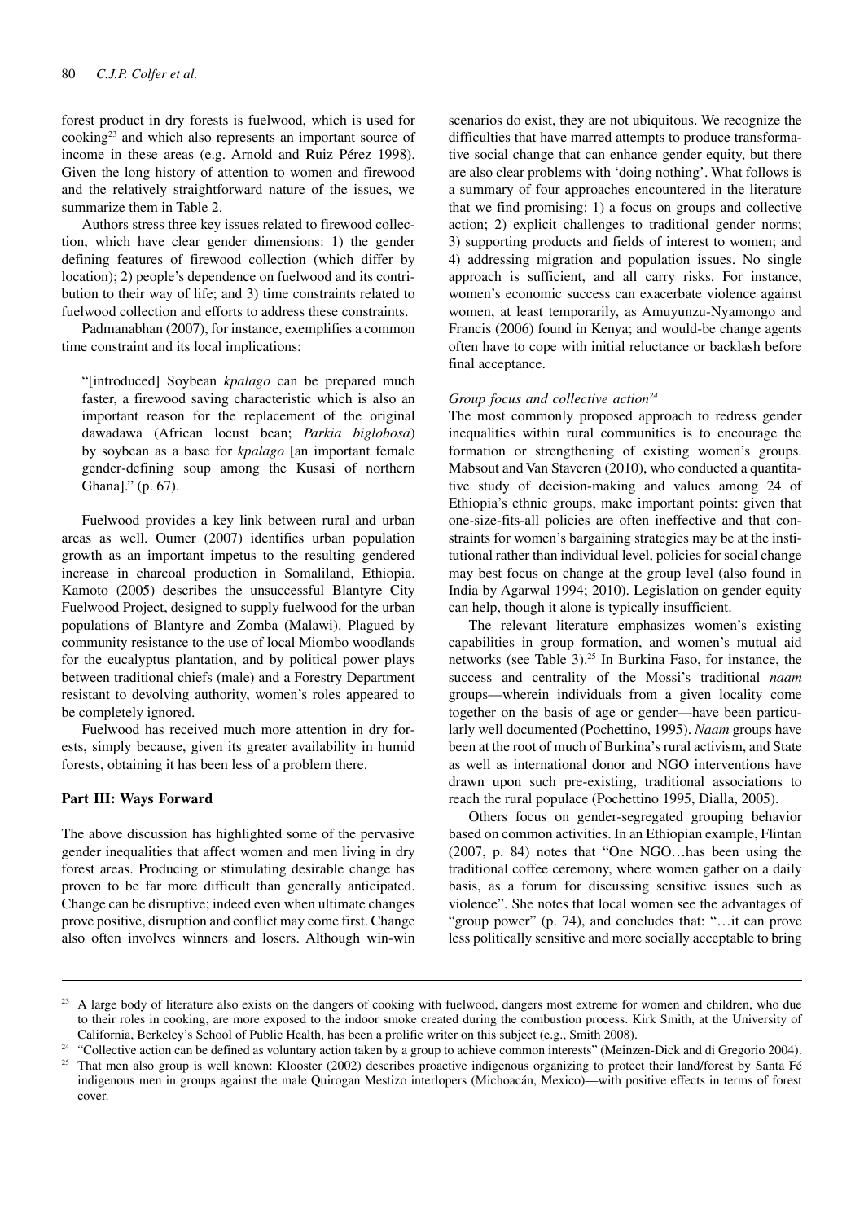forest product in dry forests is fuelwood, which is used for cooking[23] and which also represents an important source of income in these areas (e.g. Arnold and Ruiz Pérez 1998). Given the long history of attention to women and firewood and the relatively straightforward nature of the issues, we summarize them in Table 2.

Authors stress three key issues related to firewood collection, which have clear gender dimensions: 1) the gender defining features of firewood collection (which differ by location); 2) people's dependence on fuelwood and its contribution to their way of life; and 3) time constraints related to fuelwood collection and efforts to address these constraints.

Padmanabhan (2007), for instance, exemplifies a common time constraint and its local implications:

> "[introduced] Soybean *kpalago* can be prepared much faster, a firewood saving characteristic which is also an important reason for the replacement of the original dawadawa (African locust bean; *Parkia biglobosa*) by soybean as a base for *kpalago* [an important female gender-defining soup among the Kusasi of northern Ghana]." (p. 67).

Fuelwood provides a key link between rural and urban areas as well. Oumer (2007) identifies urban population growth as an important impetus to the resulting gendered increase in charcoal production in Somaliland, Ethiopia. Kamoto (2005) describes the unsuccessful Blantyre City Fuelwood Project, designed to supply fuelwood for the urban populations of Blantyre and Zomba (Malawi). Plagued by community resistance to the use of local Miombo woodlands for the eucalyptus plantation, and by political power plays between traditional chiefs (male) and a Forestry Department resistant to devolving authority, women's roles appeared to be completely ignored.

Fuelwood has received much more attention in dry forests, simply because, given its greater availability in humid forests, obtaining it has been less of a problem there.

## Part III: Ways Forward

The above discussion has highlighted some of the pervasive gender inequalities that affect women and men living in dry forest areas. Producing or stimulating desirable change has proven to be far more difficult than generally anticipated. Change can be disruptive; indeed even when ultimate changes prove positive, disruption and conflict may come first. Change also often involves winners and losers. Although win-win scenarios do exist, they are not ubiquitous. We recognize the difficulties that have marred attempts to produce transformative social change that can enhance gender equity, but there are also clear problems with 'doing nothing'. What follows is a summary of four approaches encountered in the literature that we find promising: 1) a focus on groups and collective action; 2) explicit challenges to traditional gender norms; 3) supporting products and fields of interest to women; and 4) addressing migration and population issues. No single approach is sufficient, and all carry risks. For instance, women's economic success can exacerbate violence against women, at least temporarily, as Amuyunzu-Nyamongo and Francis (2006) found in Kenya; and would-be change agents often have to cope with initial reluctance or backlash before final acceptance.

### *Group focus and collective action*[24]

The most commonly proposed approach to redress gender inequalities within rural communities is to encourage the formation or strengthening of existing women's groups. Mabsout and Van Staveren (2010), who conducted a quantitative study of decision-making and values among 24 of Ethiopia's ethnic groups, make important points: given that one-size-fits-all policies are often ineffective and that constraints for women's bargaining strategies may be at the institutional rather than individual level, policies for social change may best focus on change at the group level (also found in India by Agarwal 1994; 2010). Legislation on gender equity can help, though it alone is typically insufficient.

The relevant literature emphasizes women's existing capabilities in group formation, and women's mutual aid networks (see Table 3).[25] In Burkina Faso, for instance, the success and centrality of the Mossi's traditional *naam* groups—wherein individuals from a given locality come together on the basis of age or gender—have been particularly well documented (Pochettino, 1995). *Naam* groups have been at the root of much of Burkina's rural activism, and State as well as international donor and NGO interventions have drawn upon such pre-existing, traditional associations to reach the rural populace (Pochettino 1995, Dialla, 2005).

Others focus on gender-segregated grouping behavior based on common activities. In an Ethiopian example, Flintan (2007, p. 84) notes that "One NGO…has been using the traditional coffee ceremony, where women gather on a daily basis, as a forum for discussing sensitive issues such as violence". She notes that local women see the advantages of "group power" (p. 74), and concludes that: "…it can prove less politically sensitive and more socially acceptable to bring

---

[23] A large body of literature also exists on the dangers of cooking with fuelwood, dangers most extreme for women and children, who due to their roles in cooking, are more exposed to the indoor smoke created during the combustion process. Kirk Smith, at the University of California, Berkeley's School of Public Health, has been a prolific writer on this subject (e.g., Smith 2008).

[24] "Collective action can be defined as voluntary action taken by a group to achieve common interests" (Meinzen-Dick and di Gregorio 2004).

[25] That men also group is well known: Klooster (2002) describes proactive indigenous organizing to protect their land/forest by Santa Fé indigenous men in groups against the male Quirogan Mestizo interlopers (Michoacán, Mexico)—with positive effects in terms of forest cover.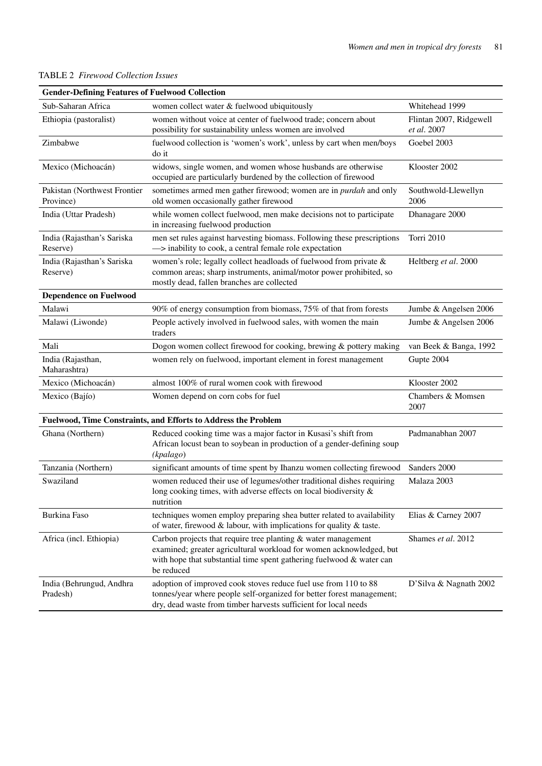TABLE 2 *Firewood Collection Issues*

| | | |
|---|---|---|
| **Gender-Defining Features of Fuelwood Collection** | | |
| Sub-Saharan Africa | women collect water & fuelwood ubiquitously | Whitehead 1999 |
| Ethiopia (pastoralist) | women without voice at center of fuelwood trade; concern about possibility for sustainability unless women are involved | Flintan 2007, Ridgewell *et al*. 2007 |
| Zimbabwe | fuelwood collection is 'women's work', unless by cart when men/boys do it | Goebel 2003 |
| Mexico (Michoacán) | widows, single women, and women whose husbands are otherwise occupied are particularly burdened by the collection of firewood | Klooster 2002 |
| Pakistan (Northwest Frontier Province) | sometimes armed men gather firewood; women are in *purdah* and only old women occasionally gather firewood | Southwold-Llewellyn 2006 |
| India (Uttar Pradesh) | while women collect fuelwood, men make decisions not to participate in increasing fuelwood production | Dhanagare 2000 |
| India (Rajasthan's Sariska Reserve) | men set rules against harvesting biomass. Following these prescriptions —> inability to cook, a central female role expectation | Torri 2010 |
| India (Rajasthan's Sariska Reserve) | women's role; legally collect headloads of fuelwood from private & common areas; sharp instruments, animal/motor power prohibited, so mostly dead, fallen branches are collected | Heltberg *et al*. 2000 |
| **Dependence on Fuelwood** | | |
| Malawi | 90% of energy consumption from biomass, 75% of that from forests | Jumbe & Angelsen 2006 |
| Malawi (Liwonde) | People actively involved in fuelwood sales, with women the main traders | Jumbe & Angelsen 2006 |
| Mali | Dogon women collect firewood for cooking, brewing & pottery making | van Beek & Banga, 1992 |
| India (Rajasthan, Maharashtra) | women rely on fuelwood, important element in forest management | Gupte 2004 |
| Mexico (Michoacán) | almost 100% of rural women cook with firewood | Klooster 2002 |
| Mexico (Bajío) | Women depend on corn cobs for fuel | Chambers & Momsen 2007 |
| **Fuelwood, Time Constraints, and Efforts to Address the Problem** | | |
| Ghana (Northern) | Reduced cooking time was a major factor in Kusasi's shift from African locust bean to soybean in production of a gender-defining soup *(kpalago)* | Padmanabhan 2007 |
| Tanzania (Northern) | significant amounts of time spent by Ihanzu women collecting firewood | Sanders 2000 |
| Swaziland | women reduced their use of legumes/other traditional dishes requiring long cooking times, with adverse effects on local biodiversity & nutrition | Malaza 2003 |
| Burkina Faso | techniques women employ preparing shea butter related to availability of water, firewood & labour, with implications for quality & taste. | Elias & Carney 2007 |
| Africa (incl. Ethiopia) | Carbon projects that require tree planting & water management examined; greater agricultural workload for women acknowledged, but with hope that substantial time spent gathering fuelwood & water can be reduced | Shames *et al*. 2012 |
| India (Behrungud, Andhra Pradesh) | adoption of improved cook stoves reduce fuel use from 110 to 88 tonnes/year where people self-organized for better forest management; dry, dead waste from timber harvests sufficient for local needs | D'Silva & Nagnath 2002 |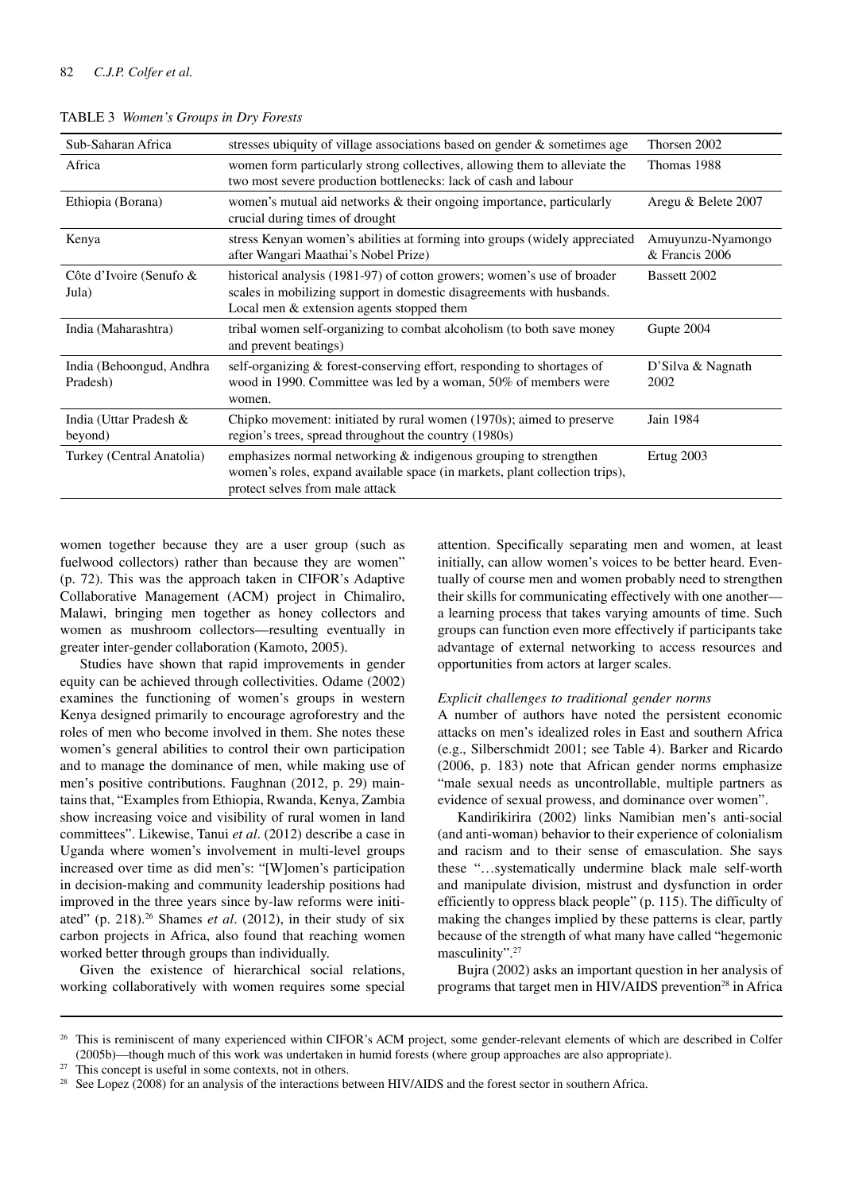TABLE 3 *Women's Groups in Dry Forests*

| | | |
|---|---|---|
| Sub-Saharan Africa | stresses ubiquity of village associations based on gender & sometimes age | Thorsen 2002 |
| Africa | women form particularly strong collectives, allowing them to alleviate the two most severe production bottlenecks: lack of cash and labour | Thomas 1988 |
| Ethiopia (Borana) | women's mutual aid networks & their ongoing importance, particularly crucial during times of drought | Aregu & Belete 2007 |
| Kenya | stress Kenyan women's abilities at forming into groups (widely appreciated after Wangari Maathai's Nobel Prize) | Amuyunzu-Nyamongo & Francis 2006 |
| Côte d'Ivoire (Senufo & Jula) | historical analysis (1981-97) of cotton growers; women's use of broader scales in mobilizing support in domestic disagreements with husbands. Local men & extension agents stopped them | Bassett 2002 |
| India (Maharashtra) | tribal women self-organizing to combat alcoholism (to both save money and prevent beatings) | Gupte 2004 |
| India (Behoongud, Andhra Pradesh) | self-organizing & forest-conserving effort, responding to shortages of wood in 1990. Committee was led by a woman, 50% of members were women. | D'Silva & Nagnath 2002 |
| India (Uttar Pradesh & beyond) | Chipko movement: initiated by rural women (1970s); aimed to preserve region's trees, spread throughout the country (1980s) | Jain 1984 |
| Turkey (Central Anatolia) | emphasizes normal networking & indigenous grouping to strengthen women's roles, expand available space (in markets, plant collection trips), protect selves from male attack | Ertug 2003 |

women together because they are a user group (such as fuelwood collectors) rather than because they are women" (p. 72). This was the approach taken in CIFOR's Adaptive Collaborative Management (ACM) project in Chimaliro, Malawi, bringing men together as honey collectors and women as mushroom collectors—resulting eventually in greater inter-gender collaboration (Kamoto, 2005).

Studies have shown that rapid improvements in gender equity can be achieved through collectivities. Odame (2002) examines the functioning of women's groups in western Kenya designed primarily to encourage agroforestry and the roles of men who become involved in them. She notes these women's general abilities to control their own participation and to manage the dominance of men, while making use of men's positive contributions. Faughnan (2012, p. 29) maintains that, "Examples from Ethiopia, Rwanda, Kenya, Zambia show increasing voice and visibility of rural women in land committees". Likewise, Tanui *et al*. (2012) describe a case in Uganda where women's involvement in multi-level groups increased over time as did men's: "[W]omen's participation in decision-making and community leadership positions had improved in the three years since by-law reforms were initiated" (p. 218).[26] Shames *et al*. (2012), in their study of six carbon projects in Africa, also found that reaching women worked better through groups than individually.

Given the existence of hierarchical social relations, working collaboratively with women requires some special attention. Specifically separating men and women, at least initially, can allow women's voices to be better heard. Eventually of course men and women probably need to strengthen their skills for communicating effectively with one another—a learning process that takes varying amounts of time. Such groups can function even more effectively if participants take advantage of external networking to access resources and opportunities from actors at larger scales.

*Explicit challenges to traditional gender norms*

A number of authors have noted the persistent economic attacks on men's idealized roles in East and southern Africa (e.g., Silberschmidt 2001; see Table 4). Barker and Ricardo (2006, p. 183) note that African gender norms emphasize "male sexual needs as uncontrollable, multiple partners as evidence of sexual prowess, and dominance over women".

Kandirikirira (2002) links Namibian men's anti-social (and anti-woman) behavior to their experience of colonialism and racism and to their sense of emasculation. She says these "…systematically undermine black male self-worth and manipulate division, mistrust and dysfunction in order efficiently to oppress black people" (p. 115). The difficulty of making the changes implied by these patterns is clear, partly because of the strength of what many have called "hegemonic masculinity".[27]

Bujra (2002) asks an important question in her analysis of programs that target men in HIV/AIDS prevention[28] in Africa

[26] This is reminiscent of many experienced within CIFOR's ACM project, some gender-relevant elements of which are described in Colfer (2005b)—though much of this work was undertaken in humid forests (where group approaches are also appropriate).

[27] This concept is useful in some contexts, not in others.

[28] See Lopez (2008) for an analysis of the interactions between HIV/AIDS and the forest sector in southern Africa.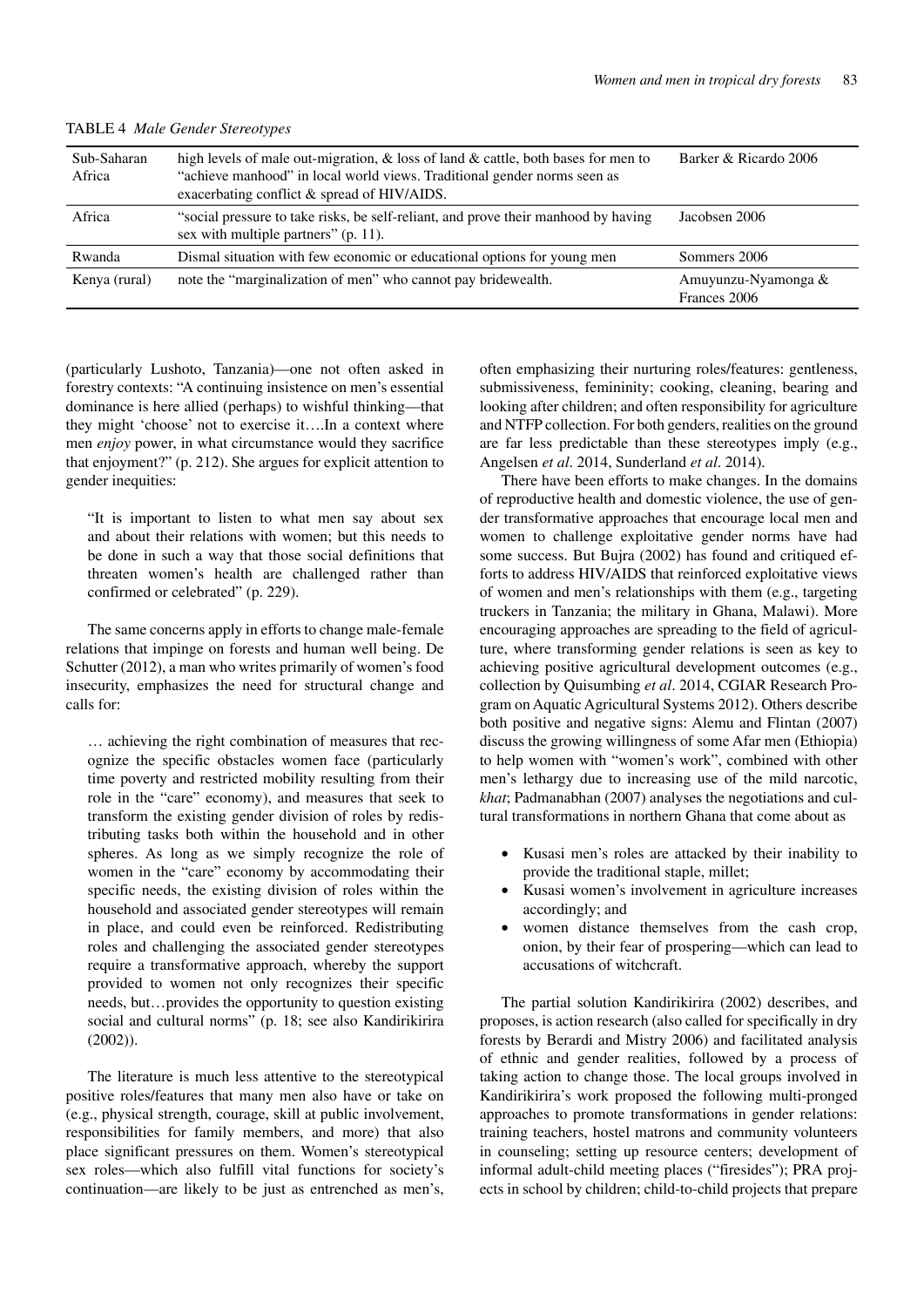TABLE 4 *Male Gender Stereotypes*

| | | |
|---|---|---|
| Sub-Saharan Africa | high levels of male out-migration, & loss of land & cattle, both bases for men to "achieve manhood" in local world views. Traditional gender norms seen as exacerbating conflict & spread of HIV/AIDS. | Barker & Ricardo 2006 |
| Africa | "social pressure to take risks, be self-reliant, and prove their manhood by having sex with multiple partners" (p. 11). | Jacobsen 2006 |
| Rwanda | Dismal situation with few economic or educational options for young men | Sommers 2006 |
| Kenya (rural) | note the "marginalization of men" who cannot pay bridewealth. | Amuyunzu-Nyamonga & Frances 2006 |

(particularly Lushoto, Tanzania)—one not often asked in forestry contexts: "A continuing insistence on men's essential dominance is here allied (perhaps) to wishful thinking—that they might 'choose' not to exercise it….In a context where men *enjoy* power, in what circumstance would they sacrifice that enjoyment?" (p. 212). She argues for explicit attention to gender inequities:

> "It is important to listen to what men say about sex and about their relations with women; but this needs to be done in such a way that those social definitions that threaten women's health are challenged rather than confirmed or celebrated" (p. 229).

The same concerns apply in efforts to change male-female relations that impinge on forests and human well being. De Schutter (2012), a man who writes primarily of women's food insecurity, emphasizes the need for structural change and calls for:

> … achieving the right combination of measures that recognize the specific obstacles women face (particularly time poverty and restricted mobility resulting from their role in the "care" economy), and measures that seek to transform the existing gender division of roles by redistributing tasks both within the household and in other spheres. As long as we simply recognize the role of women in the "care" economy by accommodating their specific needs, the existing division of roles within the household and associated gender stereotypes will remain in place, and could even be reinforced. Redistributing roles and challenging the associated gender stereotypes require a transformative approach, whereby the support provided to women not only recognizes their specific needs, but…provides the opportunity to question existing social and cultural norms" (p. 18; see also Kandirikirira (2002)).

The literature is much less attentive to the stereotypical positive roles/features that many men also have or take on (e.g., physical strength, courage, skill at public involvement, responsibilities for family members, and more) that also place significant pressures on them. Women's stereotypical sex roles—which also fulfill vital functions for society's continuation—are likely to be just as entrenched as men's, often emphasizing their nurturing roles/features: gentleness, submissiveness, femininity; cooking, cleaning, bearing and looking after children; and often responsibility for agriculture and NTFP collection. For both genders, realities on the ground are far less predictable than these stereotypes imply (e.g., Angelsen *et al*. 2014, Sunderland *et al*. 2014).

There have been efforts to make changes. In the domains of reproductive health and domestic violence, the use of gender transformative approaches that encourage local men and women to challenge exploitative gender norms have had some success. But Bujra (2002) has found and critiqued efforts to address HIV/AIDS that reinforced exploitative views of women and men's relationships with them (e.g., targeting truckers in Tanzania; the military in Ghana, Malawi). More encouraging approaches are spreading to the field of agriculture, where transforming gender relations is seen as key to achieving positive agricultural development outcomes (e.g., collection by Quisumbing *et al*. 2014, CGIAR Research Program on Aquatic Agricultural Systems 2012). Others describe both positive and negative signs: Alemu and Flintan (2007) discuss the growing willingness of some Afar men (Ethiopia) to help women with "women's work", combined with other men's lethargy due to increasing use of the mild narcotic, *khat*; Padmanabhan (2007) analyses the negotiations and cultural transformations in northern Ghana that come about as

- Kusasi men's roles are attacked by their inability to provide the traditional staple, millet;
- Kusasi women's involvement in agriculture increases accordingly; and
- women distance themselves from the cash crop, onion, by their fear of prospering—which can lead to accusations of witchcraft.

The partial solution Kandirikirira (2002) describes, and proposes, is action research (also called for specifically in dry forests by Berardi and Mistry 2006) and facilitated analysis of ethnic and gender realities, followed by a process of taking action to change those. The local groups involved in Kandirikirira's work proposed the following multi-pronged approaches to promote transformations in gender relations: training teachers, hostel matrons and community volunteers in counseling; setting up resource centers; development of informal adult-child meeting places ("firesides"); PRA projects in school by children; child-to-child projects that prepare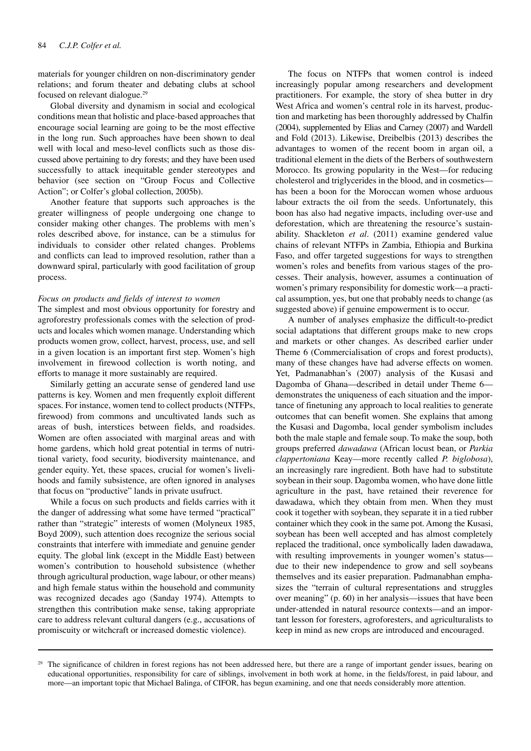materials for younger children on non-discriminatory gender relations; and forum theater and debating clubs at school focused on relevant dialogue.[29]

Global diversity and dynamism in social and ecological conditions mean that holistic and place-based approaches that encourage social learning are going to be the most effective in the long run. Such approaches have been shown to deal well with local and meso-level conflicts such as those discussed above pertaining to dry forests; and they have been used successfully to attack inequitable gender stereotypes and behavior (see section on "Group Focus and Collective Action"; or Colfer's global collection, 2005b).

Another feature that supports such approaches is the greater willingness of people undergoing one change to consider making other changes. The problems with men's roles described above, for instance, can be a stimulus for individuals to consider other related changes. Problems and conflicts can lead to improved resolution, rather than a downward spiral, particularly with good facilitation of group process.

*Focus on products and fields of interest to women*

The simplest and most obvious opportunity for forestry and agroforestry professionals comes with the selection of products and locales which women manage. Understanding which products women grow, collect, harvest, process, use, and sell in a given location is an important first step. Women's high involvement in firewood collection is worth noting, and efforts to manage it more sustainably are required.

Similarly getting an accurate sense of gendered land use patterns is key. Women and men frequently exploit different spaces. For instance, women tend to collect products (NTFPs, firewood) from commons and uncultivated lands such as areas of bush, interstices between fields, and roadsides. Women are often associated with marginal areas and with home gardens, which hold great potential in terms of nutritional variety, food security, biodiversity maintenance, and gender equity. Yet, these spaces, crucial for women's livelihoods and family subsistence, are often ignored in analyses that focus on "productive" lands in private usufruct.

While a focus on such products and fields carries with it the danger of addressing what some have termed "practical" rather than "strategic" interests of women (Molyneux 1985, Boyd 2009), such attention does recognize the serious social constraints that interfere with immediate and genuine gender equity. The global link (except in the Middle East) between women's contribution to household subsistence (whether through agricultural production, wage labour, or other means) and high female status within the household and community was recognized decades ago (Sanday 1974). Attempts to strengthen this contribution make sense, taking appropriate care to address relevant cultural dangers (e.g., accusations of promiscuity or witchcraft or increased domestic violence).

The focus on NTFPs that women control is indeed increasingly popular among researchers and development practitioners. For example, the story of shea butter in dry West Africa and women's central role in its harvest, production and marketing has been thoroughly addressed by Chalfin (2004), supplemented by Elias and Carney (2007) and Wardell and Fold (2013). Likewise, Dreibelbis (2013) describes the advantages to women of the recent boom in argan oil, a traditional element in the diets of the Berbers of southwestern Morocco. Its growing popularity in the West—for reducing cholesterol and triglycerides in the blood, and in cosmetics—has been a boon for the Moroccan women whose arduous labour extracts the oil from the seeds. Unfortunately, this boon has also had negative impacts, including over-use and deforestation, which are threatening the resource's sustainability. Shackleton *et al*. (2011) examine gendered value chains of relevant NTFPs in Zambia, Ethiopia and Burkina Faso, and offer targeted suggestions for ways to strengthen women's roles and benefits from various stages of the processes. Their analysis, however, assumes a continuation of women's primary responsibility for domestic work—a practical assumption, yes, but one that probably needs to change (as suggested above) if genuine empowerment is to occur.

A number of analyses emphasize the difficult-to-predict social adaptations that different groups make to new crops and markets or other changes. As described earlier under Theme 6 (Commercialisation of crops and forest products), many of these changes have had adverse effects on women. Yet, Padmanabhan's (2007) analysis of the Kusasi and Dagomba of Ghana—described in detail under Theme 6—demonstrates the uniqueness of each situation and the importance of finetuning any approach to local realities to generate outcomes that can benefit women. She explains that among the Kusasi and Dagomba, local gender symbolism includes both the male staple and female soup. To make the soup, both groups preferred *dawadawa* (African locust bean, or *Parkia clappertoniana* Keay—more recently called *P. biglobosa*), an increasingly rare ingredient. Both have had to substitute soybean in their soup. Dagomba women, who have done little agriculture in the past, have retained their reverence for dawadawa, which they obtain from men. When they must cook it together with soybean, they separate it in a tied rubber container which they cook in the same pot. Among the Kusasi, soybean has been well accepted and has almost completely replaced the traditional, once symbolically laden dawadawa, with resulting improvements in younger women's status—due to their new independence to grow and sell soybeans themselves and its easier preparation. Padmanabhan emphasizes the "terrain of cultural representations and struggles over meaning" (p. 60) in her analysis—issues that have been under-attended in natural resource contexts—and an important lesson for foresters, agroforesters, and agriculturalists to keep in mind as new crops are introduced and encouraged.

---

[29] The significance of children in forest regions has not been addressed here, but there are a range of important gender issues, bearing on educational opportunities, responsibility for care of siblings, involvement in both work at home, in the fields/forest, in paid labour, and more—an important topic that Michael Balinga, of CIFOR, has begun examining, and one that needs considerably more attention.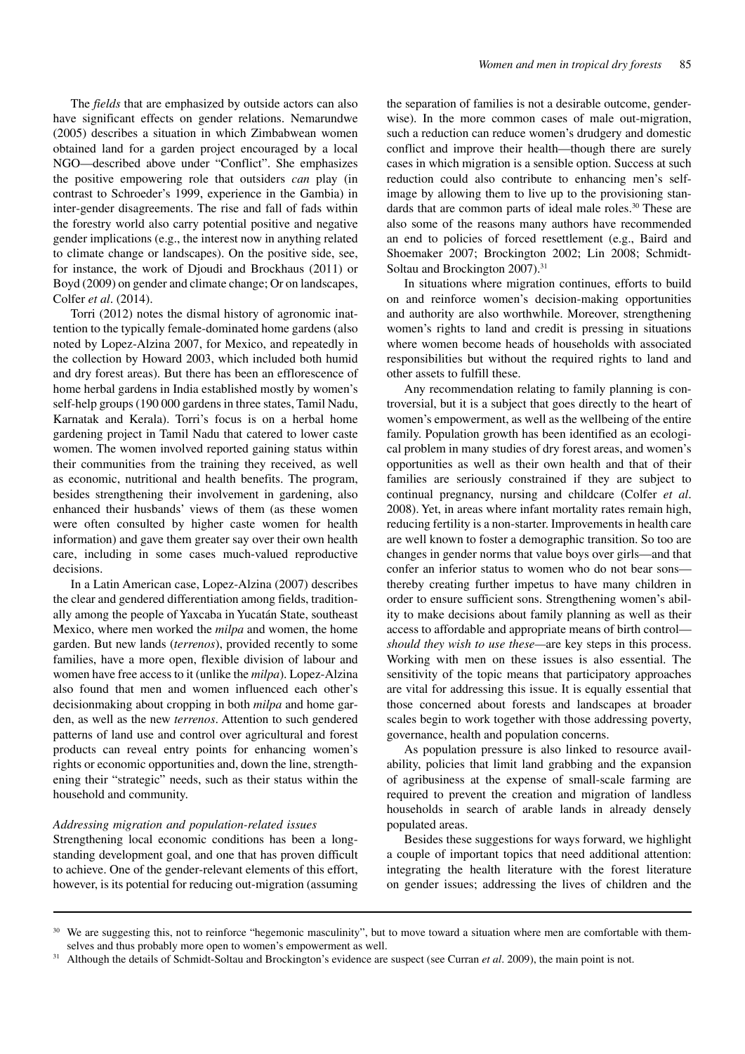The *fields* that are emphasized by outside actors can also have significant effects on gender relations. Nemarundwe (2005) describes a situation in which Zimbabwean women obtained land for a garden project encouraged by a local NGO—described above under "Conflict". She emphasizes the positive empowering role that outsiders *can* play (in contrast to Schroeder's 1999, experience in the Gambia) in inter-gender disagreements. The rise and fall of fads within the forestry world also carry potential positive and negative gender implications (e.g., the interest now in anything related to climate change or landscapes). On the positive side, see, for instance, the work of Djoudi and Brockhaus (2011) or Boyd (2009) on gender and climate change; Or on landscapes, Colfer *et al*. (2014).

Torri (2012) notes the dismal history of agronomic inattention to the typically female-dominated home gardens (also noted by Lopez-Alzina 2007, for Mexico, and repeatedly in the collection by Howard 2003, which included both humid and dry forest areas). But there has been an efflorescence of home herbal gardens in India established mostly by women's self-help groups (190 000 gardens in three states, Tamil Nadu, Karnatak and Kerala). Torri's focus is on a herbal home gardening project in Tamil Nadu that catered to lower caste women. The women involved reported gaining status within their communities from the training they received, as well as economic, nutritional and health benefits. The program, besides strengthening their involvement in gardening, also enhanced their husbands' views of them (as these women were often consulted by higher caste women for health information) and gave them greater say over their own health care, including in some cases much-valued reproductive decisions.

In a Latin American case, Lopez-Alzina (2007) describes the clear and gendered differentiation among fields, traditionally among the people of Yaxcaba in Yucatán State, southeast Mexico, where men worked the *milpa* and women, the home garden. But new lands (*terrenos*), provided recently to some families, have a more open, flexible division of labour and women have free access to it (unlike the *milpa*). Lopez-Alzina also found that men and women influenced each other's decisionmaking about cropping in both *milpa* and home garden, as well as the new *terrenos*. Attention to such gendered patterns of land use and control over agricultural and forest products can reveal entry points for enhancing women's rights or economic opportunities and, down the line, strengthening their "strategic" needs, such as their status within the household and community.

*Addressing migration and population-related issues*

Strengthening local economic conditions has been a longstanding development goal, and one that has proven difficult to achieve. One of the gender-relevant elements of this effort, however, is its potential for reducing out-migration (assuming the separation of families is not a desirable outcome, genderwise). In the more common cases of male out-migration, such a reduction can reduce women's drudgery and domestic conflict and improve their health—though there are surely cases in which migration is a sensible option. Success at such reduction could also contribute to enhancing men's self-image by allowing them to live up to the provisioning standards that are common parts of ideal male roles.[30] These are also some of the reasons many authors have recommended an end to policies of forced resettlement (e.g., Baird and Shoemaker 2007; Brockington 2002; Lin 2008; Schmidt-Soltau and Brockington 2007).[31]

In situations where migration continues, efforts to build on and reinforce women's decision-making opportunities and authority are also worthwhile. Moreover, strengthening women's rights to land and credit is pressing in situations where women become heads of households with associated responsibilities but without the required rights to land and other assets to fulfill these.

Any recommendation relating to family planning is controversial, but it is a subject that goes directly to the heart of women's empowerment, as well as the wellbeing of the entire family. Population growth has been identified as an ecological problem in many studies of dry forest areas, and women's opportunities as well as their own health and that of their families are seriously constrained if they are subject to continual pregnancy, nursing and childcare (Colfer *et al*. 2008). Yet, in areas where infant mortality rates remain high, reducing fertility is a non-starter. Improvements in health care are well known to foster a demographic transition. So too are changes in gender norms that value boys over girls—and that confer an inferior status to women who do not bear sons—thereby creating further impetus to have many children in order to ensure sufficient sons. Strengthening women's ability to make decisions about family planning as well as their access to affordable and appropriate means of birth control—*should they wish to use these*—are key steps in this process. Working with men on these issues is also essential. The sensitivity of the topic means that participatory approaches are vital for addressing this issue. It is equally essential that those concerned about forests and landscapes at broader scales begin to work together with those addressing poverty, governance, health and population concerns.

As population pressure is also linked to resource availability, policies that limit land grabbing and the expansion of agribusiness at the expense of small-scale farming are required to prevent the creation and migration of landless households in search of arable lands in already densely populated areas.

Besides these suggestions for ways forward, we highlight a couple of important topics that need additional attention: integrating the health literature with the forest literature on gender issues; addressing the lives of children and the

[30] We are suggesting this, not to reinforce "hegemonic masculinity", but to move toward a situation where men are comfortable with themselves and thus probably more open to women's empowerment as well.

[31] Although the details of Schmidt-Soltau and Brockington's evidence are suspect (see Curran *et al*. 2009), the main point is not.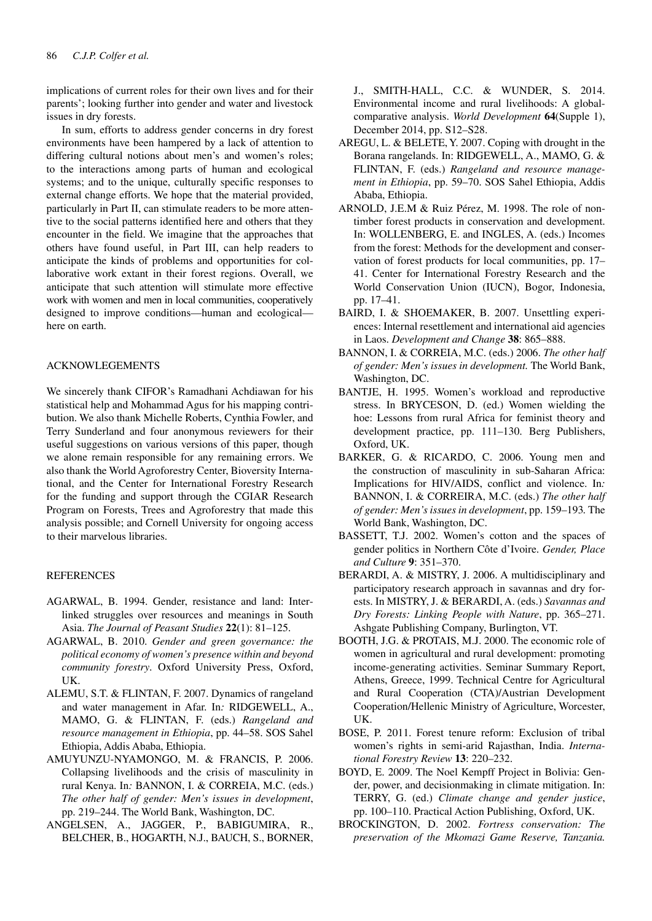implications of current roles for their own lives and for their parents'; looking further into gender and water and livestock issues in dry forests.

In sum, efforts to address gender concerns in dry forest environments have been hampered by a lack of attention to differing cultural notions about men's and women's roles; to the interactions among parts of human and ecological systems; and to the unique, culturally specific responses to external change efforts. We hope that the material provided, particularly in Part II, can stimulate readers to be more attentive to the social patterns identified here and others that they encounter in the field. We imagine that the approaches that others have found useful, in Part III, can help readers to anticipate the kinds of problems and opportunities for collaborative work extant in their forest regions. Overall, we anticipate that such attention will stimulate more effective work with women and men in local communities, cooperatively designed to improve conditions—human and ecological—here on earth.

## ACKNOWLEGEMENTS

We sincerely thank CIFOR's Ramadhani Achdiawan for his statistical help and Mohammad Agus for his mapping contribution. We also thank Michelle Roberts, Cynthia Fowler, and Terry Sunderland and four anonymous reviewers for their useful suggestions on various versions of this paper, though we alone remain responsible for any remaining errors. We also thank the World Agroforestry Center, Bioversity International, and the Center for International Forestry Research for the funding and support through the CGIAR Research Program on Forests, Trees and Agroforestry that made this analysis possible; and Cornell University for ongoing access to their marvelous libraries.

## REFERENCES

AGARWAL, B. 1994. Gender, resistance and land: Interlinked struggles over resources and meanings in South Asia. *The Journal of Peasant Studies* **22**(1): 81–125.

AGARWAL, B. 2010. *Gender and green governance: the political economy of women's presence within and beyond community forestry*. Oxford University Press, Oxford, UK.

ALEMU, S.T. & FLINTAN, F. 2007. Dynamics of rangeland and water management in Afar. In*:* RIDGEWELL, A., MAMO, G. & FLINTAN, F. (eds.) *Rangeland and resource management in Ethiopia*, pp. 44–58. SOS Sahel Ethiopia, Addis Ababa, Ethiopia.

AMUYUNZU-NYAMONGO, M. & FRANCIS, P. 2006. Collapsing livelihoods and the crisis of masculinity in rural Kenya. In*:* BANNON, I. & CORREIA, M.C. (eds.) *The other half of gender: Men's issues in development*, pp. 219–244. The World Bank, Washington, DC.

ANGELSEN, A., JAGGER, P., BABIGUMIRA, R., BELCHER, B., HOGARTH, N.J., BAUCH, S., BORNER, J., SMITH-HALL, C.C. & WUNDER, S. 2014. Environmental income and rural livelihoods: A global-comparative analysis. *World Development* **64**(Supple 1), December 2014, pp. S12–S28.

AREGU, L. & BELETE, Y. 2007. Coping with drought in the Borana rangelands. In: RIDGEWELL, A., MAMO, G. & FLINTAN, F. (eds.) *Rangeland and resource management in Ethiopia*, pp. 59–70. SOS Sahel Ethiopia, Addis Ababa, Ethiopia.

ARNOLD, J.E.M & Ruiz Pérez, M. 1998. The role of non-timber forest products in conservation and development. In: WOLLENBERG, E. and INGLES, A. (eds.) Incomes from the forest: Methods for the development and conservation of forest products for local communities, pp. 17–41. Center for International Forestry Research and the World Conservation Union (IUCN), Bogor, Indonesia, pp. 17–41.

BAIRD, I. & SHOEMAKER, B. 2007. Unsettling experiences: Internal resettlement and international aid agencies in Laos. *Development and Change* **38**: 865–888.

BANNON, I. & CORREIA, M.C. (eds.) 2006. *The other half of gender: Men's issues in development.* The World Bank, Washington, DC.

BANTJE, H. 1995. Women's workload and reproductive stress. In BRYCESON, D. (ed.) Women wielding the hoe: Lessons from rural Africa for feminist theory and development practice, pp. 111–130. Berg Publishers, Oxford, UK.

BARKER, G. & RICARDO, C. 2006. Young men and the construction of masculinity in sub-Saharan Africa: Implications for HIV/AIDS, conflict and violence. In*:* BANNON, I. & CORREIRA, M.C. (eds.) *The other half of gender: Men's issues in development*, pp. 159–193*.* The World Bank, Washington, DC.

BASSETT, T.J. 2002. Women's cotton and the spaces of gender politics in Northern Côte d'Ivoire. *Gender, Place and Culture* **9**: 351–370.

BERARDI, A. & MISTRY, J. 2006. A multidisciplinary and participatory research approach in savannas and dry forests. In MISTRY, J. & BERARDI, A. (eds.) *Savannas and Dry Forests: Linking People with Nature*, pp. 365–271. Ashgate Publishing Company, Burlington, VT.

BOOTH, J.G. & PROTAIS, M.J. 2000. The economic role of women in agricultural and rural development: promoting income-generating activities. Seminar Summary Report, Athens, Greece, 1999. Technical Centre for Agricultural and Rural Cooperation (CTA)/Austrian Development Cooperation/Hellenic Ministry of Agriculture, Worcester, UK.

BOSE, P. 2011. Forest tenure reform: Exclusion of tribal women's rights in semi-arid Rajasthan, India. *International Forestry Review* **13**: 220–232.

BOYD, E. 2009. The Noel Kempff Project in Bolivia: Gender, power, and decisionmaking in climate mitigation. In: TERRY, G. (ed.) *Climate change and gender justice*, pp. 100–110. Practical Action Publishing, Oxford, UK.

BROCKINGTON, D. 2002. *Fortress conservation: The preservation of the Mkomazi Game Reserve, Tanzania.*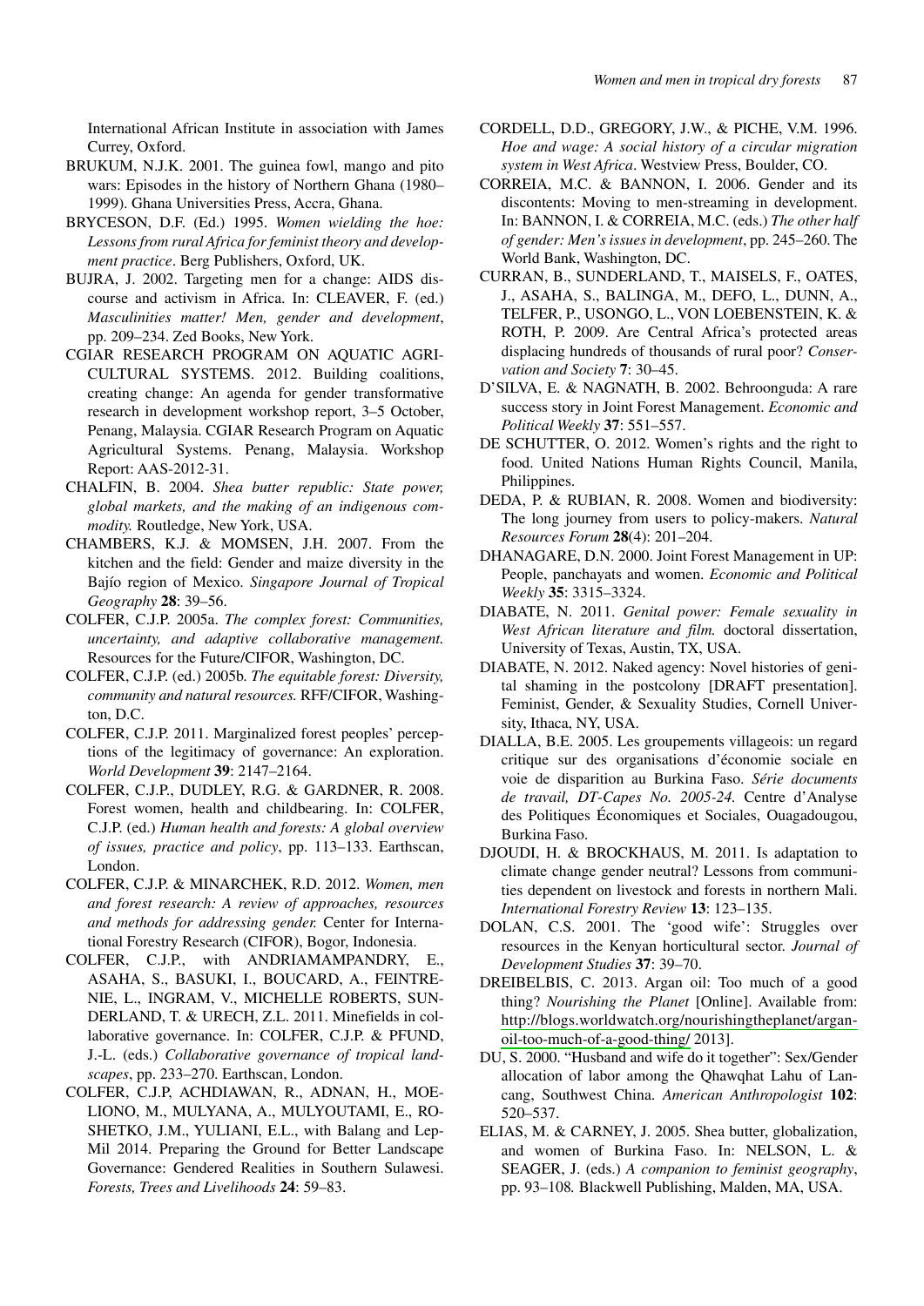International African Institute in association with James Currey, Oxford.

BRUKUM, N.J.K. 2001. The guinea fowl, mango and pito wars: Episodes in the history of Northern Ghana (1980–1999). Ghana Universities Press, Accra, Ghana.

BRYCESON, D.F. (Ed.) 1995. *Women wielding the hoe: Lessons from rural Africa for feminist theory and development practice*. Berg Publishers, Oxford, UK.

BUJRA, J. 2002. Targeting men for a change: AIDS discourse and activism in Africa. In: CLEAVER, F. (ed.) *Masculinities matter! Men, gender and development*, pp. 209–234. Zed Books, New York.

CGIAR RESEARCH PROGRAM ON AQUATIC AGRICULTURAL SYSTEMS. 2012. Building coalitions, creating change: An agenda for gender transformative research in development workshop report, 3–5 October, Penang, Malaysia. CGIAR Research Program on Aquatic Agricultural Systems. Penang, Malaysia. Workshop Report: AAS-2012-31.

CHALFIN, B. 2004. *Shea butter republic: State power, global markets, and the making of an indigenous commodity.* Routledge, New York, USA.

CHAMBERS, K.J. & MOMSEN, J.H. 2007. From the kitchen and the field: Gender and maize diversity in the Bajío region of Mexico. *Singapore Journal of Tropical Geography* **28**: 39–56.

COLFER, C.J.P. 2005a. *The complex forest: Communities, uncertainty, and adaptive collaborative management.* Resources for the Future/CIFOR, Washington, DC.

COLFER, C.J.P. (ed.) 2005b. *The equitable forest: Diversity, community and natural resources.* RFF/CIFOR, Washington, D.C.

COLFER, C.J.P. 2011. Marginalized forest peoples' perceptions of the legitimacy of governance: An exploration. *World Development* **39**: 2147–2164.

COLFER, C.J.P., DUDLEY, R.G. & GARDNER, R. 2008. Forest women, health and childbearing. In: COLFER, C.J.P. (ed.) *Human health and forests: A global overview of issues, practice and policy*, pp. 113–133. Earthscan, London.

COLFER, C.J.P. & MINARCHEK, R.D. 2012. *Women, men and forest research: A review of approaches, resources and methods for addressing gender.* Center for International Forestry Research (CIFOR), Bogor, Indonesia.

COLFER, C.J.P., with ANDRIAMAMPANDRY, E., ASAHA, S., BASUKI, I., BOUCARD, A., FEINTRENIE, L., INGRAM, V., MICHELLE ROBERTS, SUNDERLAND, T. & URECH, Z.L. 2011. Minefields in collaborative governance. In: COLFER, C.J.P. & PFUND, J.-L. (eds.) *Collaborative governance of tropical landscapes*, pp. 233–270. Earthscan, London.

COLFER, C.J.P, ACHDIAWAN, R., ADNAN, H., MOELIONO, M., MULYANA, A., MULYOUTAMI, E., ROSHETKO, J.M., YULIANI, E.L., with Balang and Lep-Mil 2014. Preparing the Ground for Better Landscape Governance: Gendered Realities in Southern Sulawesi. *Forests, Trees and Livelihoods* **24**: 59–83.

CORDELL, D.D., GREGORY, J.W., & PICHE, V.M. 1996. *Hoe and wage: A social history of a circular migration system in West Africa*. Westview Press, Boulder, CO.

CORREIA, M.C. & BANNON, I. 2006. Gender and its discontents: Moving to men-streaming in development. In: BANNON, I. & CORREIA, M.C. (eds.) *The other half of gender: Men's issues in development*, pp. 245–260. The World Bank, Washington, DC.

CURRAN, B., SUNDERLAND, T., MAISELS, F., OATES, J., ASAHA, S., BALINGA, M., DEFO, L., DUNN, A., TELFER, P., USONGO, L., VON LOEBENSTEIN, K. & ROTH, P. 2009. Are Central Africa's protected areas displacing hundreds of thousands of rural poor? *Conservation and Society* **7**: 30–45.

D'SILVA, E. & NAGNATH, B. 2002. Behroonguda: A rare success story in Joint Forest Management. *Economic and Political Weekly* **37**: 551–557.

DE SCHUTTER, O. 2012. Women's rights and the right to food. United Nations Human Rights Council, Manila, Philippines.

DEDA, P. & RUBIAN, R. 2008. Women and biodiversity: The long journey from users to policy-makers. *Natural Resources Forum* **28**(4): 201–204.

DHANAGARE, D.N. 2000. Joint Forest Management in UP: People, panchayats and women. *Economic and Political Weekly* **35**: 3315–3324.

DIABATE, N. 2011. *Genital power: Female sexuality in West African literature and film.* doctoral dissertation, University of Texas, Austin, TX, USA.

DIABATE, N. 2012. Naked agency: Novel histories of genital shaming in the postcolony [DRAFT presentation]. Feminist, Gender, & Sexuality Studies, Cornell University, Ithaca, NY, USA.

DIALLA, B.E. 2005. Les groupements villageois: un regard critique sur des organisations d'économie sociale en voie de disparition au Burkina Faso. *Série documents de travail, DT-Capes No. 2005-24.* Centre d'Analyse des Politiques Économiques et Sociales, Ouagadougou, Burkina Faso.

DJOUDI, H. & BROCKHAUS, M. 2011. Is adaptation to climate change gender neutral? Lessons from communities dependent on livestock and forests in northern Mali. *International Forestry Review* **13**: 123–135.

DOLAN, C.S. 2001. The 'good wife': Struggles over resources in the Kenyan horticultural sector. *Journal of Development Studies* **37**: 39–70.

DREIBELBIS, C. 2013. Argan oil: Too much of a good thing? *Nourishing the Planet* [Online]. Available from: http://blogs.worldwatch.org/nourishingtheplanet/argan-oil-too-much-of-a-good-thing/ 2013].

DU, S. 2000. "Husband and wife do it together": Sex/Gender allocation of labor among the Qhawqhat Lahu of Lancang, Southwest China. *American Anthropologist* **102**: 520–537.

ELIAS, M. & CARNEY, J. 2005. Shea butter, globalization, and women of Burkina Faso. In: NELSON, L. & SEAGER, J. (eds.) *A companion to feminist geography*, pp. 93–108. Blackwell Publishing, Malden, MA, USA.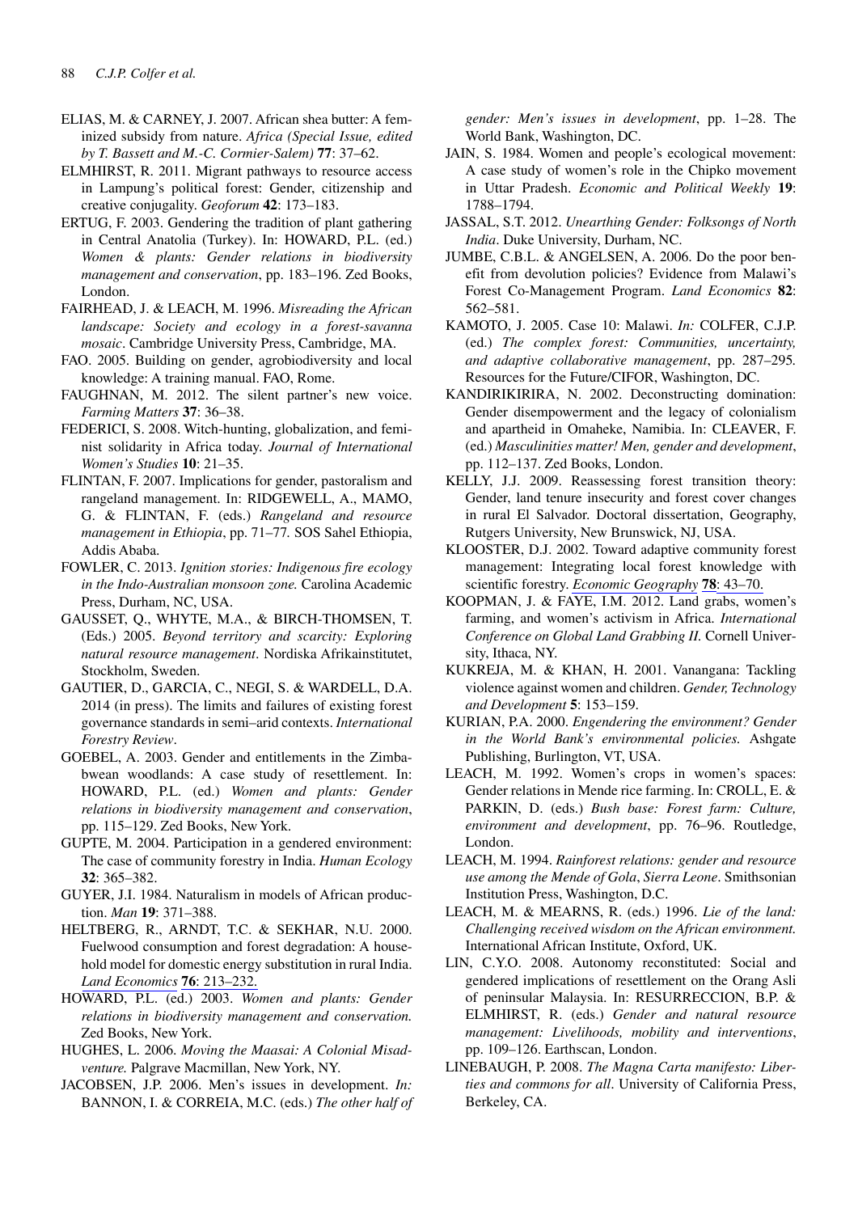ELIAS, M. & CARNEY, J. 2007. African shea butter: A feminized subsidy from nature. *Africa (Special Issue, edited by T. Bassett and M.-C. Cormier-Salem)* **77**: 37–62.

ELMHIRST, R. 2011. Migrant pathways to resource access in Lampung's political forest: Gender, citizenship and creative conjugality. *Geoforum* **42**: 173–183.

ERTUG, F. 2003. Gendering the tradition of plant gathering in Central Anatolia (Turkey). In: HOWARD, P.L. (ed.) *Women & plants: Gender relations in biodiversity management and conservation*, pp. 183–196. Zed Books, London.

FAIRHEAD, J. & LEACH, M. 1996. *Misreading the African landscape: Society and ecology in a forest-savanna mosaic*. Cambridge University Press, Cambridge, MA.

FAO. 2005. Building on gender, agrobiodiversity and local knowledge: A training manual. FAO, Rome.

FAUGHNAN, M. 2012. The silent partner's new voice. *Farming Matters* **37**: 36–38.

FEDERICI, S. 2008. Witch-hunting, globalization, and feminist solidarity in Africa today. *Journal of International Women's Studies* **10**: 21–35.

FLINTAN, F. 2007. Implications for gender, pastoralism and rangeland management. In: RIDGEWELL, A., MAMO, G. & FLINTAN, F. (eds.) *Rangeland and resource management in Ethiopia*, pp. 71–77. SOS Sahel Ethiopia, Addis Ababa.

FOWLER, C. 2013. *Ignition stories: Indigenous fire ecology in the Indo-Australian monsoon zone.* Carolina Academic Press, Durham, NC, USA.

GAUSSET, Q., WHYTE, M.A., & BIRCH-THOMSEN, T. (Eds.) 2005. *Beyond territory and scarcity: Exploring natural resource management*. Nordiska Afrikainstitutet, Stockholm, Sweden.

GAUTIER, D., GARCIA, C., NEGI, S. & WARDELL, D.A. 2014 (in press). The limits and failures of existing forest governance standards in semi–arid contexts. *International Forestry Review*.

GOEBEL, A. 2003. Gender and entitlements in the Zimbabwean woodlands: A case study of resettlement. In: HOWARD, P.L. (ed.) *Women and plants: Gender relations in biodiversity management and conservation*, pp. 115–129. Zed Books, New York.

GUPTE, M. 2004. Participation in a gendered environment: The case of community forestry in India. *Human Ecology* **32**: 365–382.

GUYER, J.I. 1984. Naturalism in models of African production. *Man* **19**: 371–388.

HELTBERG, R., ARNDT, T.C. & SEKHAR, N.U. 2000. Fuelwood consumption and forest degradation: A household model for domestic energy substitution in rural India. *Land Economics* **76**: 213–232.

HOWARD, P.L. (ed.) 2003. *Women and plants: Gender relations in biodiversity management and conservation.* Zed Books, New York.

HUGHES, L. 2006. *Moving the Maasai: A Colonial Misadventure.* Palgrave Macmillan, New York, NY.

JACOBSEN, J.P. 2006. Men's issues in development. *In:* BANNON, I. & CORREIA, M.C. (eds.) *The other half of gender: Men's issues in development*, pp. 1–28. The World Bank, Washington, DC.

JAIN, S. 1984. Women and people's ecological movement: A case study of women's role in the Chipko movement in Uttar Pradesh. *Economic and Political Weekly* **19**: 1788–1794.

JASSAL, S.T. 2012. *Unearthing Gender: Folksongs of North India*. Duke University, Durham, NC.

JUMBE, C.B.L. & ANGELSEN, A. 2006. Do the poor benefit from devolution policies? Evidence from Malawi's Forest Co-Management Program. *Land Economics* **82**: 562–581.

KAMOTO, J. 2005. Case 10: Malawi. *In:* COLFER, C.J.P. (ed.) *The complex forest: Communities, uncertainty, and adaptive collaborative management*, pp. 287–295. Resources for the Future/CIFOR, Washington, DC.

KANDIRIKIRIRA, N. 2002. Deconstructing domination: Gender disempowerment and the legacy of colonialism and apartheid in Omaheke, Namibia. In: CLEAVER, F. (ed.) *Masculinities matter! Men, gender and development*, pp. 112–137. Zed Books, London.

KELLY, J.J. 2009. Reassessing forest transition theory: Gender, land tenure insecurity and forest cover changes in rural El Salvador. Doctoral dissertation, Geography, Rutgers University, New Brunswick, NJ, USA.

KLOOSTER, D.J. 2002. Toward adaptive community forest management: Integrating local forest knowledge with scientific forestry. *Economic Geography* **78**: 43–70.

KOOPMAN, J. & FAYE, I.M. 2012. Land grabs, women's farming, and women's activism in Africa. *International Conference on Global Land Grabbing II*. Cornell University, Ithaca, NY.

KUKREJA, M. & KHAN, H. 2001. Vanangana: Tackling violence against women and children. *Gender, Technology and Development* **5**: 153–159.

KURIAN, P.A. 2000. *Engendering the environment? Gender in the World Bank's environmental policies.* Ashgate Publishing, Burlington, VT, USA.

LEACH, M. 1992. Women's crops in women's spaces: Gender relations in Mende rice farming. In: CROLL, E. & PARKIN, D. (eds.) *Bush base: Forest farm: Culture, environment and development*, pp. 76–96. Routledge, London.

LEACH, M. 1994. *Rainforest relations: gender and resource use among the Mende of Gola*, *Sierra Leone*. Smithsonian Institution Press, Washington, D.C.

LEACH, M. & MEARNS, R. (eds.) 1996. *Lie of the land: Challenging received wisdom on the African environment.* International African Institute, Oxford, UK.

LIN, C.Y.O. 2008. Autonomy reconstituted: Social and gendered implications of resettlement on the Orang Asli of peninsular Malaysia. In: RESURRECCION, B.P. & ELMHIRST, R. (eds.) *Gender and natural resource management: Livelihoods, mobility and interventions*, pp. 109–126. Earthscan, London.

LINEBAUGH, P. 2008. *The Magna Carta manifesto: Liberties and commons for all*. University of California Press, Berkeley, CA.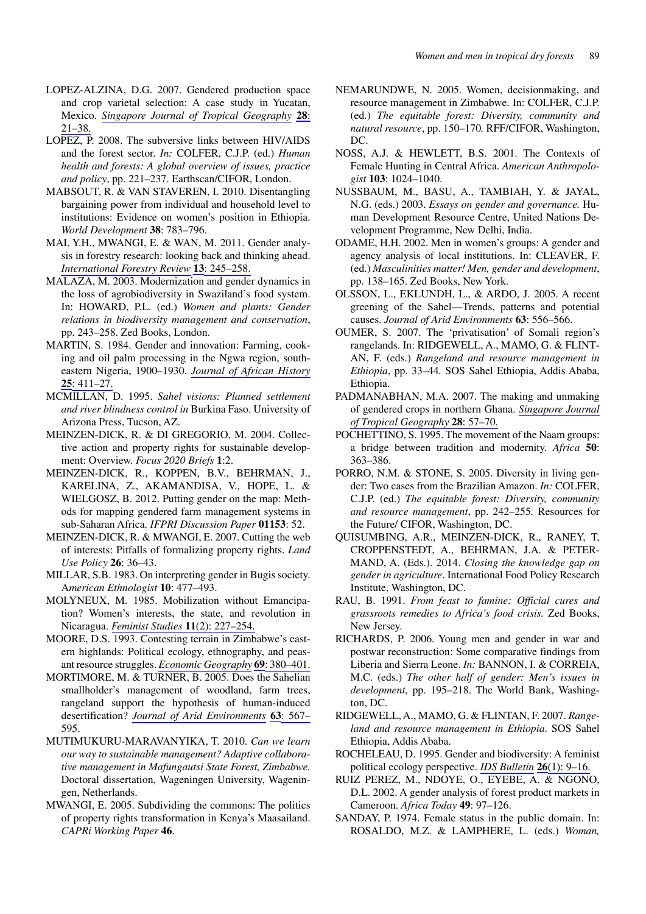LOPEZ-ALZINA, D.G. 2007. Gendered production space and crop varietal selection: A case study in Yucatan, Mexico. *Singapore Journal of Tropical Geography* **28**: 21–38.

LOPEZ, P. 2008. The subversive links between HIV/AIDS and the forest sector. *In:* COLFER, C.J.P. (ed.) *Human health and forests: A global overview of issues, practice and policy*, pp. 221–237. Earthscan/CIFOR, London.

MABSOUT, R. & VAN STAVEREN, I. 2010. Disentangling bargaining power from individual and household level to institutions: Evidence on women's position in Ethiopia. *World Development* **38**: 783–796.

MAI, Y.H., MWANGI, E. & WAN, M. 2011. Gender analysis in forestry research: looking back and thinking ahead. *International Forestry Review* **13**: 245–258.

MALAZA, M. 2003. Modernization and gender dynamics in the loss of agrobiodiversity in Swaziland's food system. In: HOWARD, P.L. (ed.) *Women and plants: Gender relations in biodiversity management and conservation*, pp. 243–258. Zed Books, London.

MARTIN, S. 1984. Gender and innovation: Farming, cooking and oil palm processing in the Ngwa region, southeastern Nigeria, 1900–1930. *Journal of African History* **25**: 411–27.

MCMILLAN, D. 1995. *Sahel visions: Planned settlement and river blindness control in* Burkina Faso. University of Arizona Press, Tucson, AZ.

MEINZEN-DICK, R. & DI GREGORIO, M. 2004. Collective action and property rights for sustainable development: Overview. *Focus 2020 Briefs* **1**:2.

MEINZEN-DICK, R., KOPPEN, B.V., BEHRMAN, J., KARELINA, Z., AKAMANDISA, V., HOPE, L. & WIELGOSZ, B. 2012. Putting gender on the map: Methods for mapping gendered farm management systems in sub-Saharan Africa. *IFPRI Discussion Paper* **01153**: 52.

MEINZEN-DICK, R. & MWANGI, E. 2007. Cutting the web of interests: Pitfalls of formalizing property rights. *Land Use Policy* **26**: 36–43.

MILLAR, S.B. 1983. On interpreting gender in Bugis society. *American Ethnologist* **10**: 477–493.

MOLYNEUX, M. 1985. Mobilization without Emancipation? Women's interests, the state, and revolution in Nicaragua. *Feminist Studies* **11**(2): 227–254.

MOORE, D.S. 1993. Contesting terrain in Zimbabwe's eastern highlands: Political ecology, ethnography, and peasant resource struggles. *Economic Geography* **69**: 380–401.

MORTIMORE, M. & TURNER, B. 2005. Does the Sahelian smallholder's management of woodland, farm trees, rangeland support the hypothesis of human-induced desertification? *Journal of Arid Environments* **63**: 567–595.

MUTIMUKURU-MARAVANYIKA, T. 2010. *Can we learn our way to sustainable management? Adaptive collaborative management in Mafungautsi State Forest, Zimbabwe.* Doctoral dissertation, Wageningen University, Wageningen, Netherlands.

MWANGI, E. 2005. Subdividing the commons: The politics of property rights transformation in Kenya's Maasailand. *CAPRi Working Paper* **46**.

NEMARUNDWE, N. 2005. Women, decisionmaking, and resource management in Zimbabwe. In: COLFER, C.J.P. (ed.) *The equitable forest: Diversity, community and natural resource*, pp. 150–170. RFF/CIFOR, Washington, DC.

NOSS, A.J. & HEWLETT, B.S. 2001. The Contexts of Female Hunting in Central Africa. *American Anthropologist* **103**: 1024–1040.

NUSSBAUM, M., BASU, A., TAMBIAH, Y. & JAYAL, N.G. (eds.) 2003. *Essays on gender and governance.* Human Development Resource Centre, United Nations Development Programme, New Delhi, India.

ODAME, H.H. 2002. Men in women's groups: A gender and agency analysis of local institutions. In: CLEAVER, F. (ed.) *Masculinities matter! Men, gender and development*, pp. 138–165. Zed Books, New York.

OLSSON, L., EKLUNDH, L., & ARDO, J. 2005. A recent greening of the Sahel—Trends, patterns and potential causes. *Journal of Arid Environments* **63**: 556–566.

OUMER, S. 2007. The 'privatisation' of Somali region's rangelands. In: RIDGEWELL, A., MAMO, G. & FLINTAN, F. (eds.) *Rangeland and resource management in Ethiopia*, pp. 33–44. SOS Sahel Ethiopia, Addis Ababa, Ethiopia.

PADMANABHAN, M.A. 2007. The making and unmaking of gendered crops in northern Ghana. *Singapore Journal of Tropical Geography* **28**: 57–70.

POCHETTINO, S. 1995. The movement of the Naam groups: a bridge between tradition and modernity. *Africa* **50**: 363–386.

PORRO, N.M. & STONE, S. 2005. Diversity in living gender: Two cases from the Brazilian Amazon. *In:* COLFER, C.J.P. (ed.) *The equitable forest: Diversity, community and resource management*, pp. 242–255. Resources for the Future/ CIFOR, Washington, DC.

QUISUMBING, A.R., MEINZEN-DICK, R., RANEY, T, CROPPENSTEDT, A., BEHRMAN, J.A. & PETERMAND, A. (Eds.). 2014. *Closing the knowledge gap on gender in agriculture*. International Food Policy Research Institute, Washington, DC.

RAU, B. 1991. *From feast to famine: Official cures and grassroots remedies to Africa's food crisis.* Zed Books, New Jersey.

RICHARDS, P. 2006. Young men and gender in war and postwar reconstruction: Some comparative findings from Liberia and Sierra Leone. *In:* BANNON, I. & CORREIA, M.C. (eds.) *The other half of gender: Men's issues in development*, pp. 195–218. The World Bank, Washington, DC.

RIDGEWELL, A., MAMO, G. & FLINTAN, F. 2007. *Rangeland and resource management in Ethiopia*. SOS Sahel Ethiopia, Addis Ababa.

ROCHELEAU, D. 1995. Gender and biodiversity: A feminist political ecology perspective. *IDS Bulletin* **26**(1): 9–16.

RUIZ PEREZ, M., NDOYE, O., EYEBE, A. & NGONO, D.L. 2002. A gender analysis of forest product markets in Cameroon. *Africa Today* **49**: 97–126.

SANDAY, P. 1974. Female status in the public domain. In: ROSALDO, M.Z. & LAMPHERE, L. (eds.) *Woman,*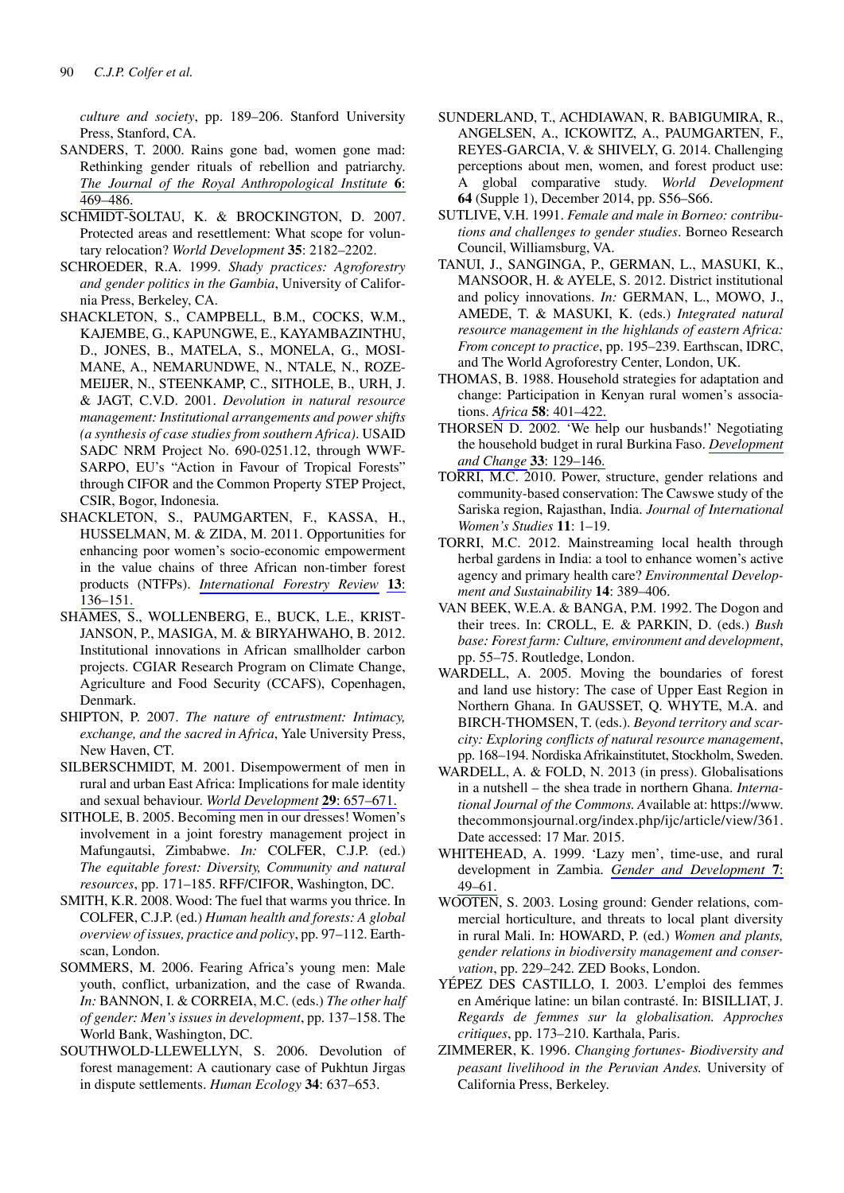*culture and society*, pp. 189–206. Stanford University Press, Stanford, CA.

SANDERS, T. 2000. Rains gone bad, women gone mad: Rethinking gender rituals of rebellion and patriarchy. *The Journal of the Royal Anthropological Institute* **6**: 469–486.

SCHMIDT-SOLTAU, K. & BROCKINGTON, D. 2007. Protected areas and resettlement: What scope for voluntary relocation? *World Development* **35**: 2182–2202.

SCHROEDER, R.A. 1999. *Shady practices: Agroforestry and gender politics in the Gambia*, University of California Press, Berkeley, CA.

SHACKLETON, S., CAMPBELL, B.M., COCKS, W.M., KAJEMBE, G., KAPUNGWE, E., KAYAMBAZINTHU, D., JONES, B., MATELA, S., MONELA, G., MOSIMANE, A., NEMARUNDWE, N., NTALE, N., ROZEMEIJER, N., STEENKAMP, C., SITHOLE, B., URH, J. & JAGT, C.V.D. 2001. *Devolution in natural resource management: Institutional arrangements and power shifts (a synthesis of case studies from southern Africa)*. USAID SADC NRM Project No. 690-0251.12, through WWF-SARPO, EU's "Action in Favour of Tropical Forests" through CIFOR and the Common Property STEP Project, CSIR, Bogor, Indonesia.

SHACKLETON, S., PAUMGARTEN, F., KASSA, H., HUSSELMAN, M. & ZIDA, M. 2011. Opportunities for enhancing poor women's socio-economic empowerment in the value chains of three African non-timber forest products (NTFPs). *International Forestry Review* **13**: 136–151.

SHAMES, S., WOLLENBERG, E., BUCK, L.E., KRISTJANSON, P., MASIGA, M. & BIRYAHWAHO, B. 2012. Institutional innovations in African smallholder carbon projects. CGIAR Research Program on Climate Change, Agriculture and Food Security (CCAFS), Copenhagen, Denmark.

SHIPTON, P. 2007. *The nature of entrustment: Intimacy, exchange, and the sacred in Africa*, Yale University Press, New Haven, CT.

SILBERSCHMIDT, M. 2001. Disempowerment of men in rural and urban East Africa: Implications for male identity and sexual behaviour. *World Development* **29**: 657–671.

SITHOLE, B. 2005. Becoming men in our dresses! Women's involvement in a joint forestry management project in Mafungautsi, Zimbabwe. *In:* COLFER, C.J.P. (ed.) *The equitable forest: Diversity, Community and natural resources*, pp. 171–185. RFF/CIFOR, Washington, DC.

SMITH, K.R. 2008. Wood: The fuel that warms you thrice. In COLFER, C.J.P. (ed.) *Human health and forests: A global overview of issues, practice and policy*, pp. 97–112. Earthscan, London.

SOMMERS, M. 2006. Fearing Africa's young men: Male youth, conflict, urbanization, and the case of Rwanda. *In:* BANNON, I. & CORREIA, M.C. (eds.) *The other half of gender: Men's issues in development*, pp. 137–158. The World Bank, Washington, DC.

SOUTHWOLD-LLEWELLYN, S. 2006. Devolution of forest management: A cautionary case of Pukhtun Jirgas in dispute settlements. *Human Ecology* **34**: 637–653.

SUNDERLAND, T., ACHDIAWAN, R. BABIGUMIRA, R., ANGELSEN, A., ICKOWITZ, A., PAUMGARTEN, F., REYES-GARCIA, V. & SHIVELY, G. 2014. Challenging perceptions about men, women, and forest product use: A global comparative study. *World Development* **64** (Supple 1), December 2014, pp. S56–S66.

SUTLIVE, V.H. 1991. *Female and male in Borneo: contributions and challenges to gender studies*. Borneo Research Council, Williamsburg, VA.

TANUI, J., SANGINGA, P., GERMAN, L., MASUKI, K., MANSOOR, H. & AYELE, S. 2012. District institutional and policy innovations. *In:* GERMAN, L., MOWO, J., AMEDE, T. & MASUKI, K. (eds.) *Integrated natural resource management in the highlands of eastern Africa: From concept to practice*, pp. 195–239. Earthscan, IDRC, and The World Agroforestry Center, London, UK.

THOMAS, B. 1988. Household strategies for adaptation and change: Participation in Kenyan rural women's associations. *Africa* **58**: 401–422.

THORSEN D. 2002. 'We help our husbands!' Negotiating the household budget in rural Burkina Faso. *Development and Change* **33**: 129–146.

TORRI, M.C. 2010. Power, structure, gender relations and community-based conservation: The Cawswe study of the Sariska region, Rajasthan, India. *Journal of International Women's Studies* **11**: 1–19.

TORRI, M.C. 2012. Mainstreaming local health through herbal gardens in India: a tool to enhance women's active agency and primary health care? *Environmental Development and Sustainability* **14**: 389–406.

VAN BEEK, W.E.A. & BANGA, P.M. 1992. The Dogon and their trees. In: CROLL, E. & PARKIN, D. (eds.) *Bush base: Forest farm: Culture, environment and development*, pp. 55–75. Routledge, London.

WARDELL, A. 2005. Moving the boundaries of forest and land use history: The case of Upper East Region in Northern Ghana. In GAUSSET, Q. WHYTE, M.A. and BIRCH-THOMSEN, T. (eds.). *Beyond territory and scarcity: Exploring conflicts of natural resource management*, pp. 168–194. Nordiska Afrikainstitutet, Stockholm, Sweden.

WARDELL, A. & FOLD, N. 2013 (in press). Globalisations in a nutshell – the shea trade in northern Ghana. *International Journal of the Commons.* Available at: https://www.thecommonsjournal.org/index.php/ijc/article/view/361. Date accessed: 17 Mar. 2015.

WHITEHEAD, A. 1999. 'Lazy men', time-use, and rural development in Zambia. *Gender and Development* **7**: 49–61.

WOOTEN, S. 2003. Losing ground: Gender relations, commercial horticulture, and threats to local plant diversity in rural Mali. In: HOWARD, P. (ed.) *Women and plants, gender relations in biodiversity management and conservation*, pp. 229–242. ZED Books, London.

YÉPEZ DES CASTILLO, I. 2003. L'emploi des femmes en Amérique latine: un bilan contrasté. In: BISILLIAT, J. *Regards de femmes sur la globalisation. Approches critiques*, pp. 173–210. Karthala, Paris.

ZIMMERER, K. 1996. *Changing fortunes- Biodiversity and peasant livelihood in the Peruvian Andes.* University of California Press, Berkeley.